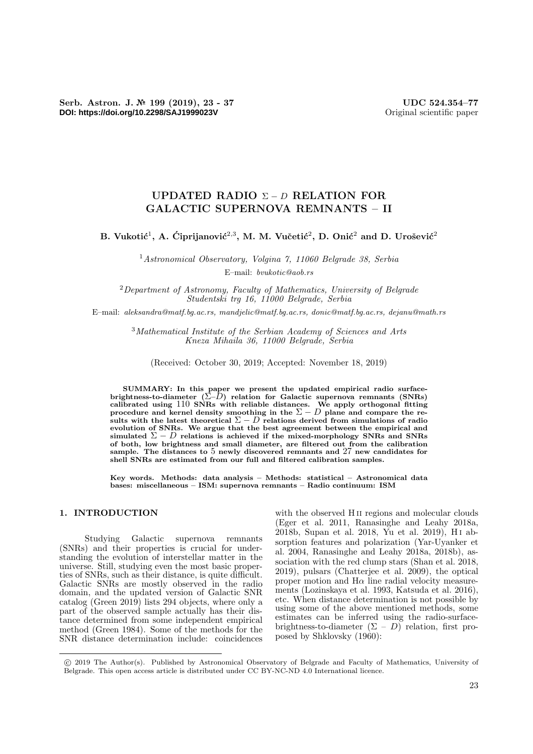Serb. Astron. J. № 199 (2019), 23 - 37 UDC 524.354–77
DOI: https://doi.org/10.2298/SAJ1999023V Original scientific paper

# UPDATED RADIO $\Sigma$ – $D$ RELATION FOR GALACTIC SUPERNOVA REMNANTS – II

**B. Vukotić[1], A. Ćiprijanović[2,3], M. M. Vučetić[2], D. Onić[2] and D. Urošević[2]**

[1] *Astronomical Observatory, Volgina 7, 11060 Belgrade 38, Serbia*
E–mail: *bvukotic@aob.rs*

[2] *Department of Astronomy, Faculty of Mathematics, University of Belgrade*
*Studentski trg 16, 11000 Belgrade, Serbia*

E–mail: *aleksandra@matf.bg.ac.rs, mandjelic@matf.bg.ac.rs, donic@matf.bg.ac.rs, dejanu@math.rs*

[3] *Mathematical Institute of the Serbian Academy of Sciences and Arts*
*Kneza Mihaila 36, 11000 Belgrade, Serbia*

(Received: October 30, 2019; Accepted: November 18, 2019)

**SUMMARY: In this paper we present the updated empirical radio surface-brightness-to-diameter ($\Sigma$–$D$) relation for Galactic supernova remnants (SNRs) calibrated using 110 SNRs with reliable distances. We apply orthogonal fitting procedure and kernel density smoothing in the $\Sigma - D$ plane and compare the results with the latest theoretical $\Sigma - D$ relations derived from simulations of radio evolution of SNRs. We argue that the best agreement between the empirical and simulated $\Sigma - D$ relations is achieved if the mixed-morphology SNRs and SNRs of both, low brightness and small diameter, are filtered out from the calibration sample. The distances to 5 newly discovered remnants and 27 new candidates for shell SNRs are estimated from our full and filtered calibration samples.**

**Key words. Methods: data analysis – Methods: statistical – Astronomical data bases: miscellaneous – ISM: supernova remnants – Radio continuum: ISM**

## 1. INTRODUCTION

Studying Galactic supernova remnants (SNRs) and their properties is crucial for understanding the evolution of interstellar matter in the universe. Still, studying even the most basic properties of SNRs, such as their distance, is quite difficult. Galactic SNRs are mostly observed in the radio domain, and the updated version of Galactic SNR catalog (Green 2019) lists 294 objects, where only a part of the observed sample actually has their distance determined from some independent empirical method (Green 1984). Some of the methods for the SNR distance determination include: coincidences with the observed H II regions and molecular clouds (Eger et al. 2011, Ranasinghe and Leahy 2018a, 2018b, Supan et al. 2018, Yu et al. 2019), H I absorption features and polarization (Yar-Uyanker et al. 2004, Ranasinghe and Leahy 2018a, 2018b), association with the red clump stars (Shan et al. 2018, 2019), pulsars (Chatterjee et al. 2009), the optical proper motion and H$\alpha$ line radial velocity measurements (Lozinskaya et al. 1993, Katsuda et al. 2016), etc. When distance determination is not possible by using some of the above mentioned methods, some estimates can be inferred using the radio-surface-brightness-to-diameter ($\Sigma$ – $D$) relation, first proposed by Shklovsky (1960):

© 2019 The Author(s). Published by Astronomical Observatory of Belgrade and Faculty of Mathematics, University of Belgrade. This open access article is distributed under CC BY-NC-ND 4.0 International licence.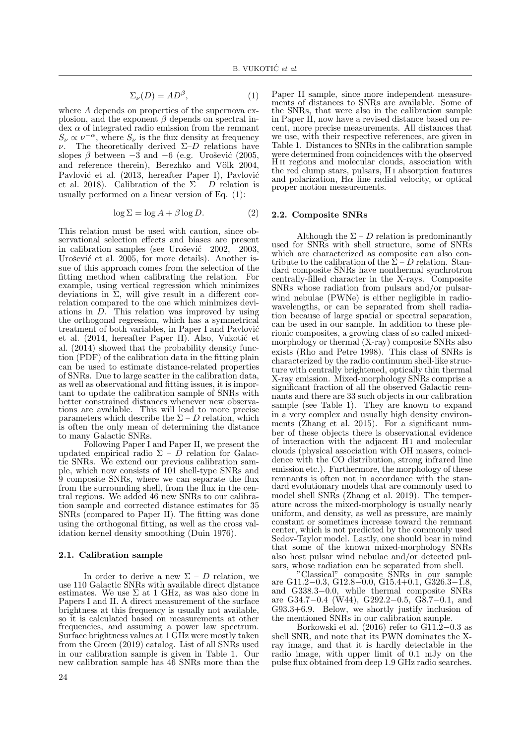$$\Sigma_\nu(D) = AD^\beta, \tag{1}$$

where $A$ depends on properties of the supernova explosion, and the exponent $\beta$ depends on spectral index $\alpha$ of integrated radio emission from the remnant $S_\nu \propto \nu^{-\alpha}$, where $S_\nu$ is the flux density at frequency $\nu$. The theoretically derived $\Sigma$–$D$ relations have slopes $\beta$ between $-3$ and $-6$ (e.g. Urošević (2005, and reference therein), Berezhko and Völk 2004, Pavlović et al. (2013, hereafter Paper I), Pavlović et al. 2018). Calibration of the $\Sigma - D$ relation is usually performed on a linear version of Eq. (1):

$$\log \Sigma = \log A + \beta \log D. \tag{2}$$

This relation must be used with caution, since observational selection effects and biases are present in calibration samples (see Urošević 2002, 2003, Urošević et al. 2005, for more details). Another issue of this approach comes from the selection of the fitting method when calibrating the relation. For example, using vertical regression which minimizes deviations in $\Sigma$, will give result in a different correlation compared to the one which minimizes deviations in $D$. This relation was improved by using the orthogonal regression, which has a symmetrical treatment of both variables, in Paper I and Pavlović et al. (2014, hereafter Paper II). Also, Vukotić et al. (2014) showed that the probability density function (PDF) of the calibration data in the fitting plain can be used to estimate distance-related properties of SNRs. Due to large scatter in the calibration data, as well as observational and fitting issues, it is important to update the calibration sample of SNRs with better constrained distances whenever new observations are available. This will lead to more precise parameters which describe the $\Sigma - D$ relation, which is often the only mean of determining the distance to many Galactic SNRs.

Following Paper I and Paper II, we present the updated empirical radio $\Sigma - D$ relation for Galactic SNRs. We extend our previous calibration sample, which now consists of 101 shell-type SNRs and 9 composite SNRs, where we can separate the flux from the surrounding shell, from the flux in the central regions. We added 46 new SNRs to our calibration sample and corrected distance estimates for 35 SNRs (compared to Paper II). The fitting was done using the orthogonal fitting, as well as the cross validation kernel density smoothing (Duin 1976).

### 2.1. Calibration sample

In order to derive a new $\Sigma - D$ relation, we use 110 Galactic SNRs with available direct distance estimates. We use $\Sigma$ at 1 GHz, as was also done in Papers I and II. A direct measurement of the surface brightness at this frequency is usually not available, so it is calculated based on measurements at other frequencies, and assuming a power law spectrum. Surface brightness values at 1 GHz were mostly taken from the Green (2019) catalog. List of all SNRs used in our calibration sample is given in Table 1. Our new calibration sample has 46 SNRs more than the Paper II sample, since more independent measurements of distances to SNRs are available. Some of the SNRs, that were also in the calibration sample in Paper II, now have a revised distance based on recent, more precise measurements. All distances that we use, with their respective references, are given in Table 1. Distances to SNRs in the calibration sample were determined from coincidences with the observed H II regions and molecular clouds, association with the red clump stars, pulsars, H I absorption features and polarization, H$\alpha$ line radial velocity, or optical proper motion measurements.

### 2.2. Composite SNRs

Although the $\Sigma - D$ relation is predominantly used for SNRs with shell structure, some of SNRs which are characterized as composite can also contribute to the calibration of the $\Sigma - D$ relation. Standard composite SNRs have nonthermal synchrotron centrally-filled character in the X-rays. Composite SNRs whose radiation from pulsars and/or pulsar-wind nebulae (PWNe) is either negligible in radio-wavelengths, or can be separated from shell radiation because of large spatial or spectral separation, can be used in our sample. In addition to these plerionic composites, a growing class of so called mixed-morphology or thermal (X-ray) composite SNRs also exists (Rho and Petre 1998). This class of SNRs is characterized by the radio continuum shell-like structure with centrally brightened, optically thin thermal X-ray emission. Mixed-morphology SNRs comprise a significant fraction of all the observed Galactic remnants and there are 33 such objects in our calibration sample (see Table 1). They are known to expand in a very complex and usually high density environments (Zhang et al. 2015). For a significant number of these objects there is observational evidence of interaction with the adjacent H I and molecular clouds (physical association with OH masers, coincidence with the CO distribution, strong infrared line emission etc.). Furthermore, the morphology of these remnants is often not in accordance with the standard evolutionary models that are commonly used to model shell SNRs (Zhang et al. 2019). The temperature across the mixed-morphology is usually nearly uniform, and density, as well as pressure, are mainly constant or sometimes increase toward the remnant center, which is not predicted by the commonly used Sedov-Taylor model. Lastly, one should bear in mind that some of the known mixed-morphology SNRs also host pulsar wind nebulae and/or detected pulsars, whose radiation can be separated from shell.

"Classical" composite SNRs in our sample are G11.2−0.3, G12.8−0.0, G15.4+0.1, G326.3−1.8, and G338.3−0.0, while thermal composite SNRs are G34.7−0.4 (W44), G292.2−0.5, G8.7−0.1, and G93.3+6.9. Below, we shortly justify inclusion of the mentioned SNRs in our calibration sample.

Borkowski et al. (2016) refer to G11.2−0.3 as shell SNR, and note that its PWN dominates the X-ray image, and that it is hardly detectable in the radio image, with upper limit of 0.1 mJy on the pulse flux obtained from deep 1.9 GHz radio searches.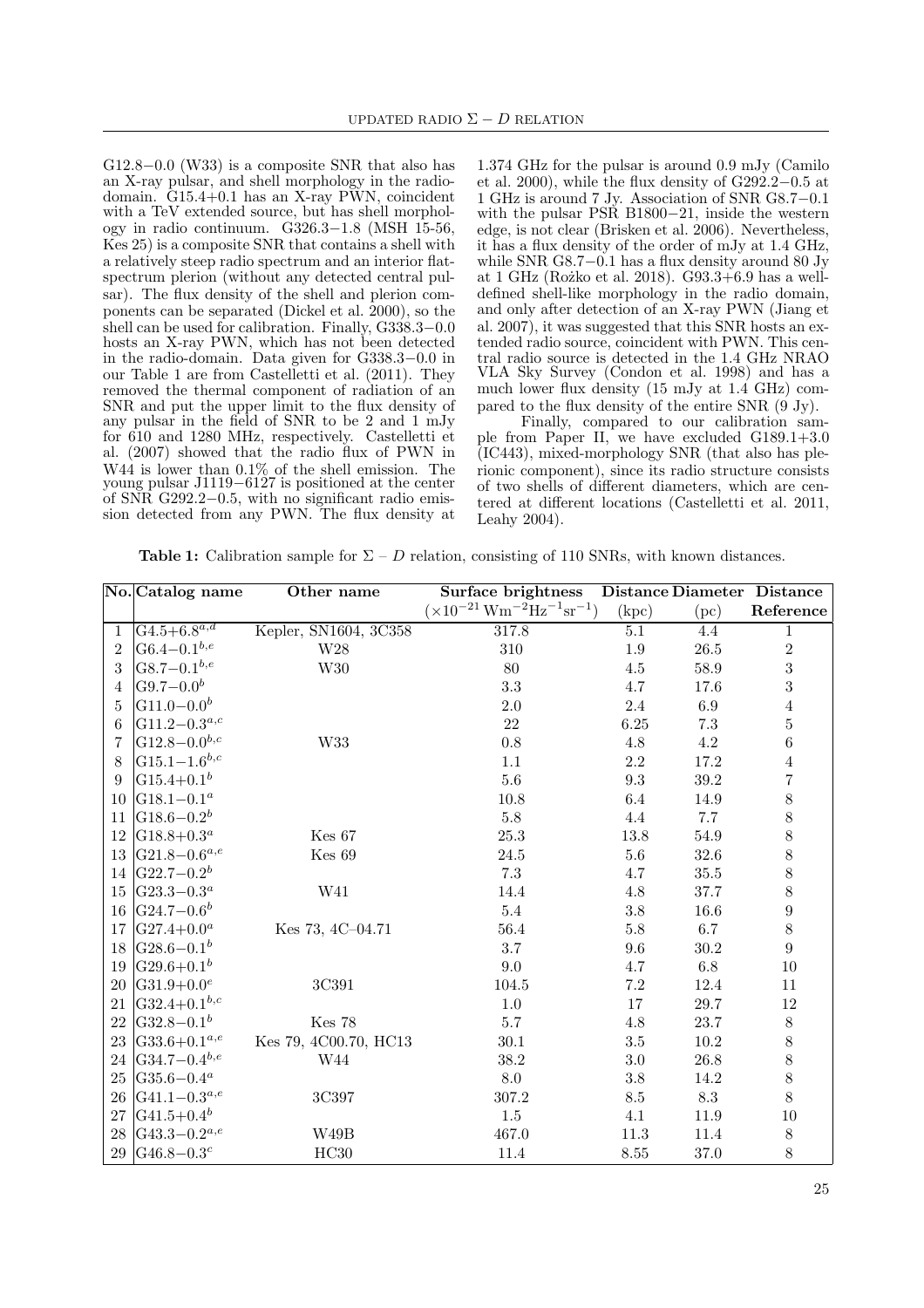G12.8−0.0 (W33) is a composite SNR that also has an X-ray pulsar, and shell morphology in the radio-domain. G15.4+0.1 has an X-ray PWN, coincident with a TeV extended source, but has shell morphology in radio continuum. G326.3−1.8 (MSH 15-56, Kes 25) is a composite SNR that contains a shell with a relatively steep radio spectrum and an interior flat-spectrum plerion (without any detected central pulsar). The flux density of the shell and plerion components can be separated (Dickel et al. 2000), so the shell can be used for calibration. Finally, G338.3−0.0 hosts an X-ray PWN, which has not been detected in the radio-domain. Data given for G338.3−0.0 in our Table 1 are from Castelletti et al. (2011). They removed the thermal component of radiation of an SNR and put the upper limit to the flux density of any pulsar in the field of SNR to be 2 and 1 mJy for 610 and 1280 MHz, respectively. Castelletti et al. (2007) showed that the radio flux of PWN in W44 is lower than 0.1% of the shell emission. The young pulsar J1119−6127 is positioned at the center of SNR G292.2−0.5, with no significant radio emission detected from any PWN. The flux density at 1.374 GHz for the pulsar is around 0.9 mJy (Camilo et al. 2000), while the flux density of G292.2−0.5 at 1 GHz is around 7 Jy. Association of SNR G8.7−0.1 with the pulsar PSR B1800−21, inside the western edge, is not clear (Brisken et al. 2006). Nevertheless, it has a flux density of the order of mJy at 1.4 GHz, while SNR G8.7−0.1 has a flux density around 80 Jy at 1 GHz (Rożko et al. 2018). G93.3+6.9 has a well-defined shell-like morphology in the radio domain, and only after detection of an X-ray PWN (Jiang et al. 2007), it was suggested that this SNR hosts an extended radio source, coincident with PWN. This central radio source is detected in the 1.4 GHz NRAO VLA Sky Survey (Condon et al. 1998) and has a much lower flux density (15 mJy at 1.4 GHz) compared to the flux density of the entire SNR (9 Jy).

Finally, compared to our calibration sample from Paper II, we have excluded G189.1+3.0 (IC443), mixed-morphology SNR (that also has plerionic component), since its radio structure consists of two shells of different diameters, which are centered at different locations (Castelletti et al. 2011, Leahy 2004).

**Table 1:** Calibration sample for $\Sigma$ – $D$ relation, consisting of 110 SNRs, with known distances.

| No. | Catalog name | Other name | Surface brightness | Distance | Diameter | Distance |
|---|---|---|---|---|---|---|
| | | | $(\times 10^{-21}\,\mathrm{Wm^{-2}Hz^{-1}sr^{-1}})$ | (kpc) | (pc) | Reference |
| 1 | G4.5+6.8[a,d] | Kepler, SN1604, 3C358 | 317.8 | 5.1 | 4.4 | 1 |
| 2 | G6.4−0.1[b,e] | W28 | 310 | 1.9 | 26.5 | 2 |
| 3 | G8.7−0.1[b,e] | W30 | 80 | 4.5 | 58.9 | 3 |
| 4 | G9.7−0.0[b] | | 3.3 | 4.7 | 17.6 | 3 |
| 5 | G11.0−0.0[b] | | 2.0 | 2.4 | 6.9 | 4 |
| 6 | G11.2−0.3[a,c] | | 22 | 6.25 | 7.3 | 5 |
| 7 | G12.8−0.0[b,c] | W33 | 0.8 | 4.8 | 4.2 | 6 |
| 8 | G15.1−1.6[b,c] | | 1.1 | 2.2 | 17.2 | 4 |
| 9 | G15.4+0.1[b] | | 5.6 | 9.3 | 39.2 | 7 |
| 10 | G18.1−0.1[a] | | 10.8 | 6.4 | 14.9 | 8 |
| 11 | G18.6−0.2[b] | | 5.8 | 4.4 | 7.7 | 8 |
| 12 | G18.8+0.3[a] | Kes 67 | 25.3 | 13.8 | 54.9 | 8 |
| 13 | G21.8−0.6[a,e] | Kes 69 | 24.5 | 5.6 | 32.6 | 8 |
| 14 | G22.7−0.2[b] | | 7.3 | 4.7 | 35.5 | 8 |
| 15 | G23.3−0.3[a] | W41 | 14.4 | 4.8 | 37.7 | 8 |
| 16 | G24.7−0.6[b] | | 5.4 | 3.8 | 16.6 | 9 |
| 17 | G27.4+0.0[a] | Kes 73, 4C–04.71 | 56.4 | 5.8 | 6.7 | 8 |
| 18 | G28.6−0.1[b] | | 3.7 | 9.6 | 30.2 | 9 |
| 19 | G29.6+0.1[b] | | 9.0 | 4.7 | 6.8 | 10 |
| 20 | G31.9+0.0[e] | 3C391 | 104.5 | 7.2 | 12.4 | 11 |
| 21 | G32.4+0.1[b,c] | | 1.0 | 17 | 29.7 | 12 |
| 22 | G32.8−0.1[b] | Kes 78 | 5.7 | 4.8 | 23.7 | 8 |
| 23 | G33.6+0.1[a,e] | Kes 79, 4C00.70, HC13 | 30.1 | 3.5 | 10.2 | 8 |
| 24 | G34.7−0.4[b,e] | W44 | 38.2 | 3.0 | 26.8 | 8 |
| 25 | G35.6−0.4[a] | | 8.0 | 3.8 | 14.2 | 8 |
| 26 | G41.1−0.3[a,e] | 3C397 | 307.2 | 8.5 | 8.3 | 8 |
| 27 | G41.5+0.4[b] | | 1.5 | 4.1 | 11.9 | 10 |
| 28 | G43.3−0.2[a,e] | W49B | 467.0 | 11.3 | 11.4 | 8 |
| 29 | G46.8−0.3[c] | HC30 | 11.4 | 8.55 | 37.0 | 8 |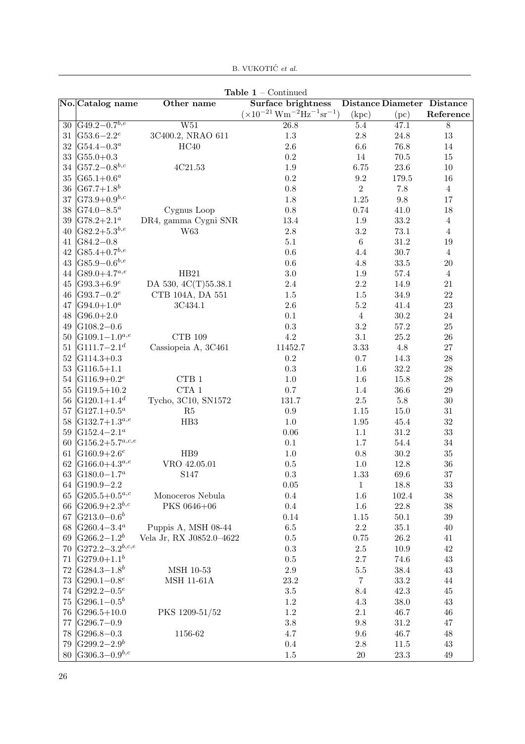**Table 1** – Continued

| No. | Catalog name | Other name | Surface brightness | Distance | Diameter | Distance |
|---|---|---|---|---|---|---|
| | | | $(\times 10^{-21}\,\mathrm{Wm^{-2}Hz^{-1}sr^{-1}})$ | (kpc) | (pc) | Reference |
| 30 | G49.2−0.7[b,e] | W51 | 26.8 | 5.4 | 47.1 | 8 |
| 31 | G53.6−2.2[e] | 3C400.2, NRAO 611 | 1.3 | 2.8 | 24.8 | 13 |
| 32 | G54.4−0.3[a] | HC40 | 2.6 | 6.6 | 76.8 | 14 |
| 33 | G55.0+0.3 | | 0.2 | 14 | 70.5 | 15 |
| 34 | G57.2−0.8[b,c] | 4C21.53 | 1.9 | 6.75 | 23.6 | 10 |
| 35 | G65.1+0.6[a] | | 0.2 | 9.2 | 179.5 | 16 |
| 36 | G67.7+1.8[b] | | 0.8 | 2 | 7.8 | 4 |
| 37 | G73.9+0.9[b,c] | | 1.8 | 1.25 | 9.8 | 17 |
| 38 | G74.0−8.5[a] | Cygnus Loop | 0.8 | 0.74 | 41.0 | 18 |
| 39 | G78.2+2.1[a] | DR4, gamma Cygni SNR | 13.4 | 1.9 | 33.2 | 4 |
| 40 | G82.2+5.3[b,e] | W63 | 2.8 | 3.2 | 73.1 | 4 |
| 41 | G84.2−0.8 | | 5.1 | 6 | 31.2 | 19 |
| 42 | G85.4+0.7[b,e] | | 0.6 | 4.4 | 30.7 | 4 |
| 43 | G85.9−0.6[b,e] | | 0.6 | 4.8 | 33.5 | 20 |
| 44 | G89.0+4.7[a,e] | HB21 | 3.0 | 1.9 | 57.4 | 4 |
| 45 | G93.3+6.9[e] | DA 530, 4C(T)55.38.1 | 2.4 | 2.2 | 14.9 | 21 |
| 46 | G93.7−0.2[e] | CTB 104A, DA 551 | 1.5 | 1.5 | 34.9 | 22 |
| 47 | G94.0+1.0[a] | 3C434.1 | 2.6 | 5.2 | 41.4 | 23 |
| 48 | G96.0+2.0 | | 0.1 | 4 | 30.2 | 24 |
| 49 | G108.2−0.6 | | 0.3 | 3.2 | 57.2 | 25 |
| 50 | G109.1−1.0[a,e] | CTB 109 | 4.2 | 3.1 | 25.2 | 26 |
| 51 | G111.7−2.1[d] | Cassiopeia A, 3C461 | 11452.7 | 3.33 | 4.8 | 27 |
| 52 | G114.3+0.3 | | 0.2 | 0.7 | 14.3 | 28 |
| 53 | G116.5+1.1 | | 0.3 | 1.6 | 32.2 | 28 |
| 54 | G116.9+0.2[e] | CTB 1 | 1.0 | 1.6 | 15.8 | 28 |
| 55 | G119.5+10.2 | CTA 1 | 0.7 | 1.4 | 36.6 | 29 |
| 56 | G120.1+1.4[d] | Tycho, 3C10, SN1572 | 131.7 | 2.5 | 5.8 | 30 |
| 57 | G127.1+0.5[a] | R5 | 0.9 | 1.15 | 15.0 | 31 |
| 58 | G132.7+1.3[a,e] | HB3 | 1.0 | 1.95 | 45.4 | 32 |
| 59 | G152.4−2.1[a] | | 0.06 | 1.1 | 31.2 | 33 |
| 60 | G156.2+5.7[a,c,e] | | 0.1 | 1.7 | 54.4 | 34 |
| 61 | G160.9+2.6[e] | HB9 | 1.0 | 0.8 | 30.2 | 35 |
| 62 | G166.0+4.3[a,e] | VRO 42.05.01 | 0.5 | 1.0 | 12.8 | 36 |
| 63 | G180.0−1.7[a] | S147 | 0.3 | 1.33 | 69.6 | 37 |
| 64 | G190.9−2.2 | | 0.05 | 1 | 18.8 | 33 |
| 65 | G205.5+0.5[a,c] | Monoceros Nebula | 0.4 | 1.6 | 102.4 | 38 |
| 66 | G206.9+2.3[b,c] | PKS 0646+06 | 0.4 | 1.6 | 22.8 | 38 |
| 67 | G213.0−0.6[b] | | 0.14 | 1.15 | 50.1 | 39 |
| 68 | G260.4−3.4[a] | Puppis A, MSH 08-44 | 6.5 | 2.2 | 35.1 | 40 |
| 69 | G266.2−1.2[b] | Vela Jr, RX J0852.0–4622 | 0.5 | 0.75 | 26.2 | 41 |
| 70 | G272.2−3.2[b,c,e] | | 0.3 | 2.5 | 10.9 | 42 |
| 71 | G279.0+1.1[b] | | 0.5 | 2.7 | 74.6 | 43 |
| 72 | G284.3−1.8[b] | MSH 10-53 | 2.9 | 5.5 | 38.4 | 43 |
| 73 | G290.1−0.8[e] | MSH 11-61A | 23.2 | 7 | 33.2 | 44 |
| 74 | G292.2−0.5[e] | | 3.5 | 8.4 | 42.3 | 45 |
| 75 | G296.1−0.5[b] | | 1.2 | 4.3 | 38.0 | 43 |
| 76 | G296.5+10.0 | PKS 1209-51/52 | 1.2 | 2.1 | 46.7 | 46 |
| 77 | G296.7−0.9 | | 3.8 | 9.8 | 31.2 | 47 |
| 78 | G296.8−0.3 | 1156-62 | 4.7 | 9.6 | 46.7 | 48 |
| 79 | G299.2−2.9[b] | | 0.4 | 2.8 | 11.5 | 43 |
| 80 | G306.3−0.9[b,c] | | 1.5 | 20 | 23.3 | 49 |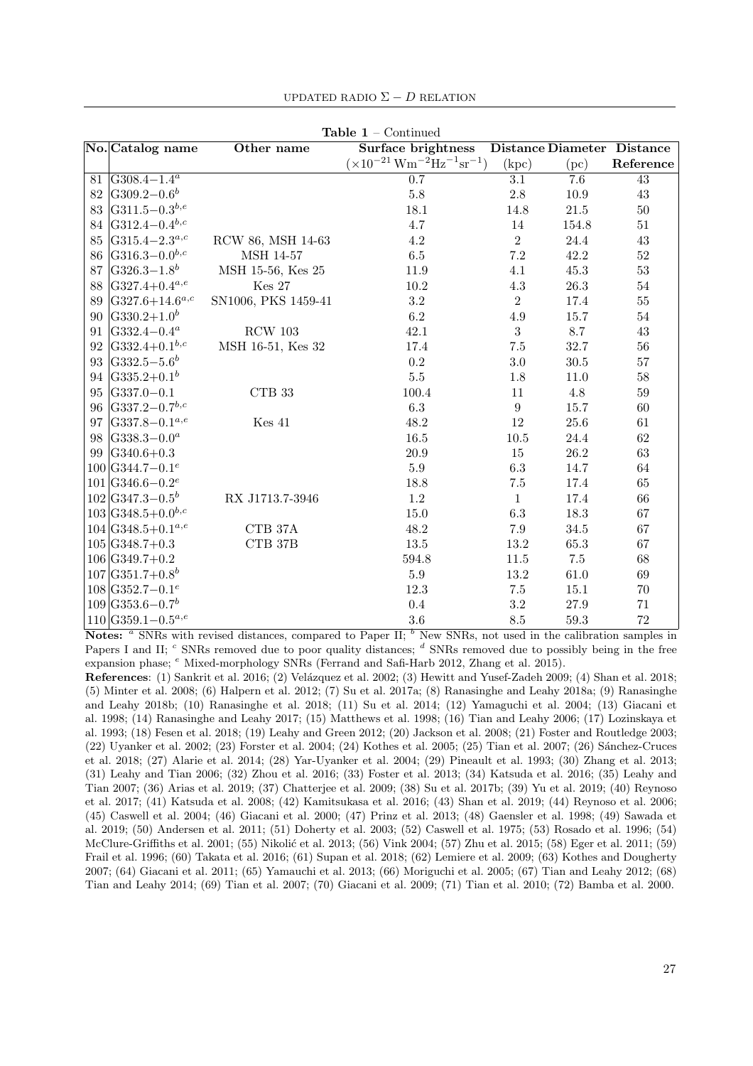**Table 1** – Continued

| No. | Catalog name | Other name | Surface brightness | Distance | Diameter | Distance |
|---|---|---|---|---|---|---|
| | | | $(\times 10^{-21}\,\mathrm{Wm^{-2}Hz^{-1}sr^{-1}})$ | (kpc) | (pc) | Reference |
| 81 | G308.4−1.4[a] | | 0.7 | 3.1 | 7.6 | 43 |
| 82 | G309.2−0.6[b] | | 5.8 | 2.8 | 10.9 | 43 |
| 83 | G311.5−0.3[b,e] | | 18.1 | 14.8 | 21.5 | 50 |
| 84 | G312.4−0.4[b,c] | | 4.7 | 14 | 154.8 | 51 |
| 85 | G315.4−2.3[a,c] | RCW 86, MSH 14-63 | 4.2 | 2 | 24.4 | 43 |
| 86 | G316.3−0.0[b,c] | MSH 14-57 | 6.5 | 7.2 | 42.2 | 52 |
| 87 | G326.3−1.8[b] | MSH 15-56, Kes 25 | 11.9 | 4.1 | 45.3 | 53 |
| 88 | G327.4+0.4[a,e] | Kes 27 | 10.2 | 4.3 | 26.3 | 54 |
| 89 | G327.6+14.6[a,c] | SN1006, PKS 1459-41 | 3.2 | 2 | 17.4 | 55 |
| 90 | G330.2+1.0[b] | | 6.2 | 4.9 | 15.7 | 54 |
| 91 | G332.4−0.4[a] | RCW 103 | 42.1 | 3 | 8.7 | 43 |
| 92 | G332.4+0.1[b,c] | MSH 16-51, Kes 32 | 17.4 | 7.5 | 32.7 | 56 |
| 93 | G332.5−5.6[b] | | 0.2 | 3.0 | 30.5 | 57 |
| 94 | G335.2+0.1[b] | | 5.5 | 1.8 | 11.0 | 58 |
| 95 | G337.0−0.1 | CTB 33 | 100.4 | 11 | 4.8 | 59 |
| 96 | G337.2−0.7[b,c] | | 6.3 | 9 | 15.7 | 60 |
| 97 | G337.8−0.1[a,e] | Kes 41 | 48.2 | 12 | 25.6 | 61 |
| 98 | G338.3−0.0[a] | | 16.5 | 10.5 | 24.4 | 62 |
| 99 | G340.6+0.3 | | 20.9 | 15 | 26.2 | 63 |
| 100 | G344.7−0.1[e] | | 5.9 | 6.3 | 14.7 | 64 |
| 101 | G346.6−0.2[e] | | 18.8 | 7.5 | 17.4 | 65 |
| 102 | G347.3−0.5[b] | RX J1713.7-3946 | 1.2 | 1 | 17.4 | 66 |
| 103 | G348.5+0.0[b,c] | | 15.0 | 6.3 | 18.3 | 67 |
| 104 | G348.5+0.1[a,e] | CTB 37A | 48.2 | 7.9 | 34.5 | 67 |
| 105 | G348.7+0.3 | CTB 37B | 13.5 | 13.2 | 65.3 | 67 |
| 106 | G349.7+0.2 | | 594.8 | 11.5 | 7.5 | 68 |
| 107 | G351.7+0.8[b] | | 5.9 | 13.2 | 61.0 | 69 |
| 108 | G352.7−0.1[e] | | 12.3 | 7.5 | 15.1 | 70 |
| 109 | G353.6−0.7[b] | | 0.4 | 3.2 | 27.9 | 71 |
| 110 | G359.1−0.5[a,e] | | 3.6 | 8.5 | 59.3 | 72 |

**Notes:** [a] SNRs with revised distances, compared to Paper II; [b] New SNRs, not used in the calibration samples in Papers I and II; [c] SNRs removed due to poor quality distances; [d] SNRs removed due to possibly being in the free expansion phase; [e] Mixed-morphology SNRs (Ferrand and Safi-Harb 2012, Zhang et al. 2015).

**References**: (1) Sankrit et al. 2016; (2) Velázquez et al. 2002; (3) Hewitt and Yusef-Zadeh 2009; (4) Shan et al. 2018; (5) Minter et al. 2008; (6) Halpern et al. 2012; (7) Su et al. 2017a; (8) Ranasinghe and Leahy 2018a; (9) Ranasinghe and Leahy 2018b; (10) Ranasinghe et al. 2018; (11) Su et al. 2014; (12) Yamaguchi et al. 2004; (13) Giacani et al. 1998; (14) Ranasinghe and Leahy 2017; (15) Matthews et al. 1998; (16) Tian and Leahy 2006; (17) Lozinskaya et al. 1993; (18) Fesen et al. 2018; (19) Leahy and Green 2012; (20) Jackson et al. 2008; (21) Foster and Routledge 2003; (22) Uyanker et al. 2002; (23) Forster et al. 2004; (24) Kothes et al. 2005; (25) Tian et al. 2007; (26) Sánchez-Cruces et al. 2018; (27) Alarie et al. 2014; (28) Yar-Uyanker et al. 2004; (29) Pineault et al. 1993; (30) Zhang et al. 2013; (31) Leahy and Tian 2006; (32) Zhou et al. 2016; (33) Foster et al. 2013; (34) Katsuda et al. 2016; (35) Leahy and Tian 2007; (36) Arias et al. 2019; (37) Chatterjee et al. 2009; (38) Su et al. 2017b; (39) Yu et al. 2019; (40) Reynoso et al. 2017; (41) Katsuda et al. 2008; (42) Kamitsukasa et al. 2016; (43) Shan et al. 2019; (44) Reynoso et al. 2006; (45) Caswell et al. 2004; (46) Giacani et al. 2000; (47) Prinz et al. 2013; (48) Gaensler et al. 1998; (49) Sawada et al. 2019; (50) Andersen et al. 2011; (51) Doherty et al. 2003; (52) Caswell et al. 1975; (53) Rosado et al. 1996; (54) McClure-Griffiths et al. 2001; (55) Nikolić et al. 2013; (56) Vink 2004; (57) Zhu et al. 2015; (58) Eger et al. 2011; (59) Frail et al. 1996; (60) Takata et al. 2016; (61) Supan et al. 2018; (62) Lemiere et al. 2009; (63) Kothes and Dougherty 2007; (64) Giacani et al. 2011; (65) Yamauchi et al. 2013; (66) Moriguchi et al. 2005; (67) Tian and Leahy 2012; (68) Tian and Leahy 2014; (69) Tian et al. 2007; (70) Giacani et al. 2009; (71) Tian et al. 2010; (72) Bamba et al. 2000.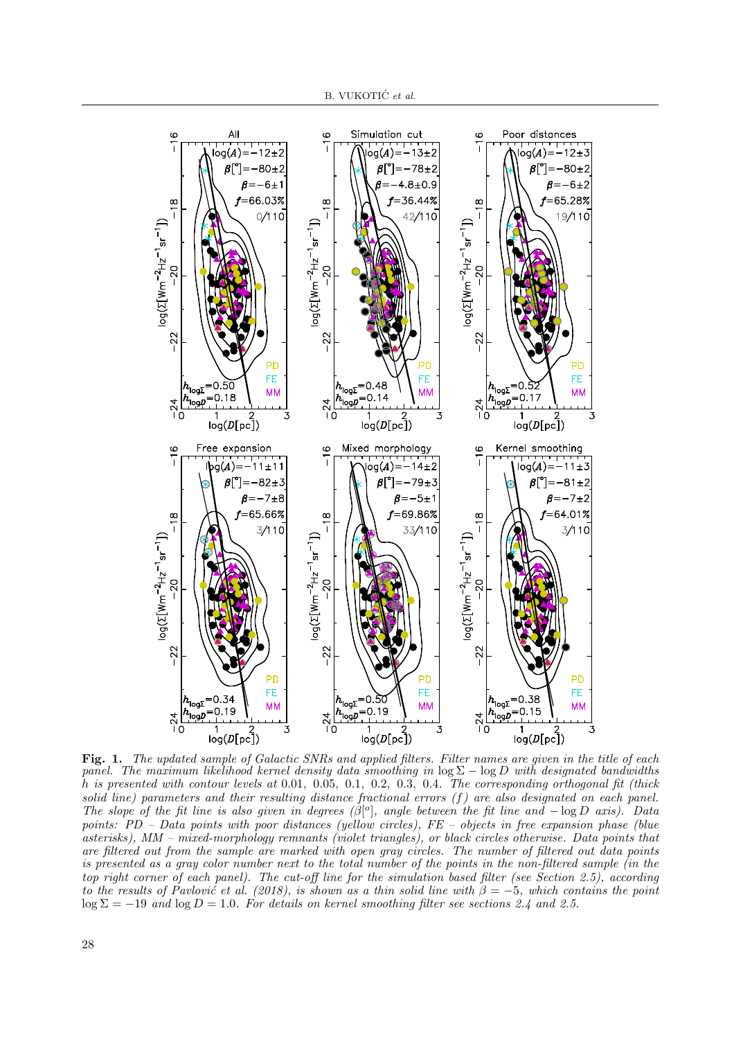**Fig. 1.** *The updated sample of Galactic SNRs and applied filters. Filter names are given in the title of each panel. The maximum likelihood kernel density data smoothing in* $\log\Sigma - \log D$ *with designated bandwidths* $h$ *is presented with contour levels at* 0.01, 0.05, 0.1, 0.2, 0.3, 0.4. *The corresponding orthogonal fit (thick solid line) parameters and their resulting distance fractional errors (*$f$*) are also designated on each panel. The slope of the fit line is also given in degrees (*$\beta[^o]$*, angle between the fit line and* $-\log D$ *axis). Data points: PD – Data points with poor distances (yellow circles), FE – objects in free expansion phase (blue asterisks), MM – mixed-morphology remnants (violet triangles), or black circles otherwise. Data points that are filtered out from the sample are marked with open gray circles. The number of filtered out data points is presented as a gray color number next to the total number of the points in the non-filtered sample (in the top right corner of each panel). The cut-off line for the simulation based filter (see Section 2.5), according to the results of Pavlović et al. (2018), is shown as a thin solid line with* $\beta = -5$*, which contains the point* $\log\Sigma = -19$ *and* $\log D = 1.0$*. For details on kernel smoothing filter see sections 2.4 and 2.5.*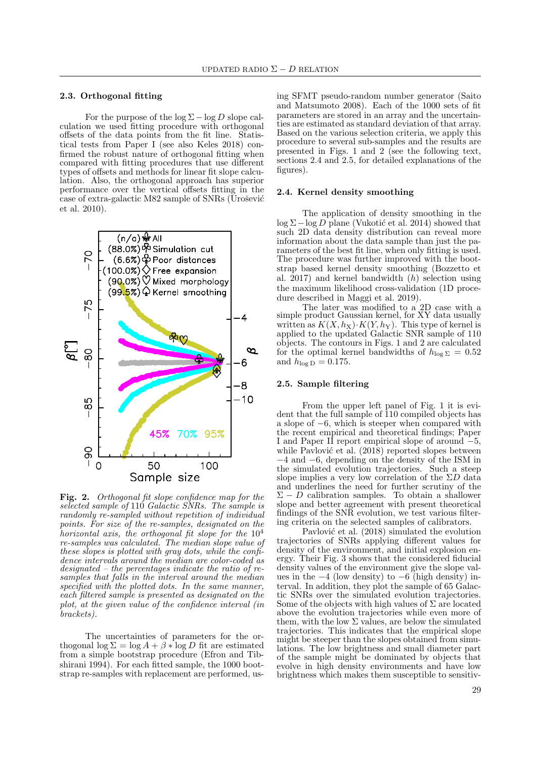### 2.3. Orthogonal fitting

For the purpose of the $\log \Sigma - \log D$ slope calculation we used fitting procedure with orthogonal offsets of the data points from the fit line. Statistical tests from Paper I (see also Keles 2018) confirmed the robust nature of orthogonal fitting when compared with fitting procedures that use different types of offsets and methods for linear fit slope calculation. Also, the orthogonal approach has superior performance over the vertical offsets fitting in the case of extra-galactic M82 sample of SNRs (Urošević et al. 2010).

**Fig. 2.** *Orthogonal fit slope confidence map for the selected sample of* 110 *Galactic SNRs. The sample is randomly re-sampled without repetition of individual points. For size of the re-samples, designated on the horizontal axis, the orthogonal fit slope for the* $10^4$ *re-samples was calculated. The median slope value of these slopes is plotted with gray dots, while the confidence intervals around the median are color-coded as designated – the percentages indicate the ratio of re-samples that falls in the interval around the median specified with the plotted dots. In the same manner, each filtered sample is presented as designated on the plot, at the given value of the confidence interval (in brackets).*

The uncertainties of parameters for the orthogonal $\log \Sigma = \log A + \beta * \log D$ fit are estimated from a simple bootstrap procedure (Efron and Tibshirani 1994). For each fitted sample, the 1000 bootstrap re-samples with replacement are performed, using SFMT pseudo-random number generator (Saito and Matsumoto 2008). Each of the 1000 sets of fit parameters are stored in an array and the uncertainties are estimated as standard deviation of that array. Based on the various selection criteria, we apply this procedure to several sub-samples and the results are presented in Figs. 1 and 2 (see the following text, sections 2.4 and 2.5, for detailed explanations of the figures).

### 2.4. Kernel density smoothing

The application of density smoothing in the $\log \Sigma - \log D$ plane (Vukotić et al. 2014) showed that such 2D data density distribution can reveal more information about the data sample than just the parameters of the best fit line, when only fitting is used. The procedure was further improved with the bootstrap based kernel density smoothing (Bozzetto et al. 2017) and kernel bandwidth ($h$) selection using the maximum likelihood cross-validation (1D procedure described in Maggi et al. 2019).

The later was modified to a 2D case with a simple product Gaussian kernel, for XY data usually written as $K(X, h_{\mathrm{X}}) \cdot K(Y, h_{\mathrm{Y}})$. This type of kernel is applied to the updated Galactic SNR sample of 110 objects. The contours in Figs. 1 and 2 are calculated for the optimal kernel bandwidths of $h_{\log \Sigma} = 0.52$ and $h_{\log \mathrm{D}} = 0.175$.

### 2.5. Sample filtering

From the upper left panel of Fig. 1 it is evident that the full sample of 110 compiled objects has a slope of $-6$, which is steeper when compared with the recent empirical and theoretical findings; Paper I and Paper II report empirical slope of around $-5$, while Pavlović et al. (2018) reported slopes between $-4$ and $-6$, depending on the density of the ISM in the simulated evolution trajectories. Such a steep slope implies a very low correlation of the $\Sigma D$ data and underlines the need for further scrutiny of the $\Sigma - D$ calibration samples. To obtain a shallower slope and better agreement with present theoretical findings of the SNR evolution, we test various filtering criteria on the selected samples of calibrators.

Pavlović et al. (2018) simulated the evolution trajectories of SNRs applying different values for density of the environment, and initial explosion energy. Their Fig. 3 shows that the considered fiducial density values of the environment give the slope values in the $-4$ (low density) to $-6$ (high density) interval. In addition, they plot the sample of 65 Galactic SNRs over the simulated evolution trajectories. Some of the objects with high values of $\Sigma$ are located above the evolution trajectories while even more of them, with the low $\Sigma$ values, are below the simulated trajectories. This indicates that the empirical slope might be steeper than the slopes obtained from simulations. The low brightness and small diameter part of the sample might be dominated by objects that evolve in high density environments and have low brightness which makes them susceptible to sensitiv-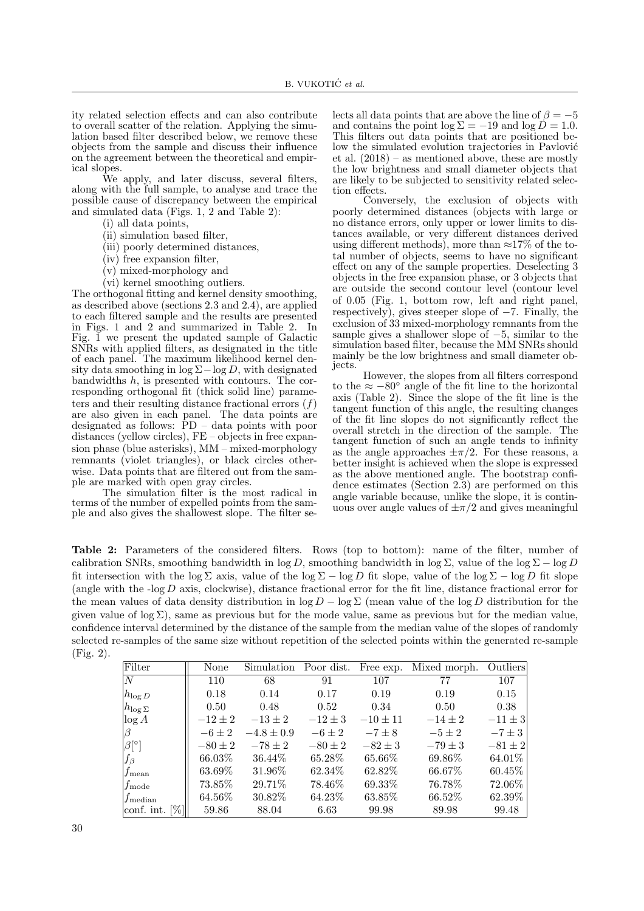ity related selection effects and can also contribute to overall scatter of the relation. Applying the simulation based filter described below, we remove these objects from the sample and discuss their influence on the agreement between the theoretical and empirical slopes.

We apply, and later discuss, several filters, along with the full sample, to analyse and trace the possible cause of discrepancy between the empirical and simulated data (Figs. 1, 2 and Table 2):

(i) all data points,

(ii) simulation based filter,

(iii) poorly determined distances,

(iv) free expansion filter,

(v) mixed-morphology and

(vi) kernel smoothing outliers.

The orthogonal fitting and kernel density smoothing, as described above (sections 2.3 and 2.4), are applied to each filtered sample and the results are presented in Figs. 1 and 2 and summarized in Table 2. In Fig. 1 we present the updated sample of Galactic SNRs with applied filters, as designated in the title of each panel. The maximum likelihood kernel density data smoothing in $\log\Sigma-\log D$, with designated bandwidths $h$, is presented with contours. The corresponding orthogonal fit (thick solid line) parameters and their resulting distance fractional errors ($f$) are also given in each panel. The data points are designated as follows: PD – data points with poor distances (yellow circles), FE – objects in free expansion phase (blue asterisks), MM – mixed-morphology remnants (violet triangles), or black circles otherwise. Data points that are filtered out from the sample are marked with open gray circles.

The simulation filter is the most radical in terms of the number of expelled points from the sample and also gives the shallowest slope. The filter selects all data points that are above the line of $\beta=-5$ and contains the point $\log\Sigma=-19$ and $\log D=1.0$. This filters out data points that are positioned below the simulated evolution trajectories in Pavlović et al. (2018) – as mentioned above, these are mostly the low brightness and small diameter objects that are likely to be subjected to sensitivity related selection effects.

Conversely, the exclusion of objects with poorly determined distances (objects with large or no distance errors, only upper or lower limits to distances available, or very different distances derived using different methods), more than $\approx$17% of the total number of objects, seems to have no significant effect on any of the sample properties. Deselecting 3 objects in the free expansion phase, or 3 objects that are outside the second contour level (contour level of 0.05 (Fig. 1, bottom row, left and right panel, respectively), gives steeper slope of $-7$. Finally, the exclusion of 33 mixed-morphology remnants from the sample gives a shallower slope of $-5$, similar to the simulation based filter, because the MM SNRs should mainly be the low brightness and small diameter objects.

However, the slopes from all filters correspond to the $\approx-80^\circ$ angle of the fit line to the horizontal axis (Table 2). Since the slope of the fit line is the tangent function of this angle, the resulting changes of the fit line slopes do not significantly reflect the overall stretch in the direction of the sample. The tangent function of such an angle tends to infinity as the angle approaches $\pm\pi/2$. For these reasons, a better insight is achieved when the slope is expressed as the above mentioned angle. The bootstrap confidence estimates (Section 2.3) are performed on this angle variable because, unlike the slope, it is continuous over angle values of $\pm\pi/2$ and gives meaningful

**Table 2:** Parameters of the considered filters. Rows (top to bottom): name of the filter, number of calibration SNRs, smoothing bandwidth in $\log D$, smoothing bandwidth in $\log\Sigma$, value of the $\log\Sigma-\log D$ fit intersection with the $\log\Sigma$ axis, value of the $\log\Sigma-\log D$ fit slope, value of the $\log\Sigma-\log D$ fit slope (angle with the -$\log D$ axis, clockwise), distance fractional error for the fit line, distance fractional error for the mean values of data density distribution in $\log D-\log\Sigma$ (mean value of the $\log D$ distribution for the given value of $\log\Sigma$), same as previous but for the mode value, same as previous but for the median value, confidence interval determined by the distance of the sample from the median value of the slopes of randomly selected re-samples of the same size without repetition of the selected points within the generated re-sample (Fig. 2).

| Filter | None | Simulation | Poor dist. | Free exp. | Mixed morph. | Outliers |
|---|---|---|---|---|---|---|
| $N$ | 110 | 68 | 91 | 107 | 77 | 107 |
| $h_{\log D}$ | 0.18 | 0.14 | 0.17 | 0.19 | 0.19 | 0.15 |
| $h_{\log\Sigma}$ | 0.50 | 0.48 | 0.52 | 0.34 | 0.50 | 0.38 |
| $\log A$ | $-12\pm2$ | $-13\pm2$ | $-12\pm3$ | $-10\pm11$ | $-14\pm2$ | $-11\pm3$ |
| $\beta$ | $-6\pm2$ | $-4.8\pm0.9$ | $-6\pm2$ | $-7\pm8$ | $-5\pm2$ | $-7\pm3$ |
| $\beta[^\circ]$ | $-80\pm2$ | $-78\pm2$ | $-80\pm2$ | $-82\pm3$ | $-79\pm3$ | $-81\pm2$ |
| $f_\beta$ | 66.03% | 36.44% | 65.28% | 65.66% | 69.86% | 64.01% |
| $f_{\rm mean}$ | 63.69% | 31.96% | 62.34% | 62.82% | 66.67% | 60.45% |
| $f_{\rm mode}$ | 73.85% | 29.71% | 78.46% | 69.33% | 76.78% | 72.06% |
| $f_{\rm median}$ | 64.56% | 30.82% | 64.23% | 63.85% | 66.52% | 62.39% |
| conf. int. [%] | 59.86 | 88.04 | 6.63 | 99.98 | 89.98 | 99.48 |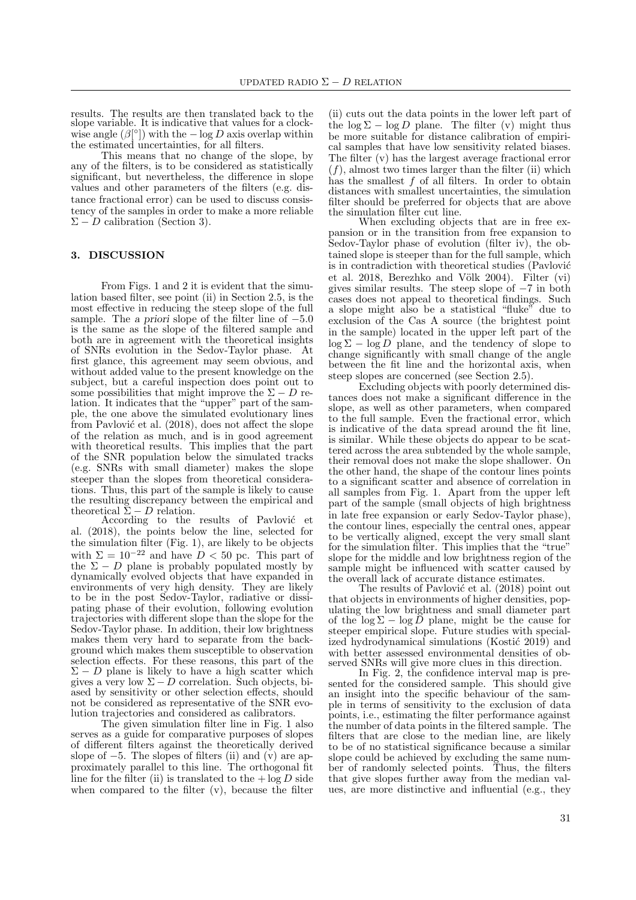results. The results are then translated back to the slope variable. It is indicative that values for a clockwise angle ($\beta[^\circ]$) with the $-\log D$ axis overlap within the estimated uncertainties, for all filters.

This means that no change of the slope, by any of the filters, is to be considered as statistically significant, but nevertheless, the difference in slope values and other parameters of the filters (e.g. distance fractional error) can be used to discuss consistency of the samples in order to make a more reliable $\Sigma - D$ calibration (Section 3).

## 3. DISCUSSION

From Figs. 1 and 2 it is evident that the simulation based filter, see point (ii) in Section 2.5, is the most effective in reducing the steep slope of the full sample. The *a priori* slope of the filter line of $-5.0$ is the same as the slope of the filtered sample and both are in agreement with the theoretical insights of SNRs evolution in the Sedov-Taylor phase. At first glance, this agreement may seem obvious, and without added value to the present knowledge on the subject, but a careful inspection does point out to some possibilities that might improve the $\Sigma - D$ relation. It indicates that the "upper" part of the sample, the one above the simulated evolutionary lines from Pavlović et al. (2018), does not affect the slope of the relation as much, and is in good agreement with theoretical results. This implies that the part of the SNR population below the simulated tracks (e.g. SNRs with small diameter) makes the slope steeper than the slopes from theoretical considerations. Thus, this part of the sample is likely to cause the resulting discrepancy between the empirical and theoretical $\Sigma - D$ relation.

According to the results of Pavlović et al. (2018), the points below the line, selected for the simulation filter (Fig. 1), are likely to be objects with $\Sigma = 10^{-22}$ and have $D < 50$ pc. This part of the $\Sigma - D$ plane is probably populated mostly by dynamically evolved objects that have expanded in environments of very high density. They are likely to be in the post Sedov-Taylor, radiative or dissipating phase of their evolution, following evolution trajectories with different slope than the slope for the Sedov-Taylor phase. In addition, their low brightness makes them very hard to separate from the background which makes them susceptible to observation selection effects. For these reasons, this part of the $\Sigma - D$ plane is likely to have a high scatter which gives a very low $\Sigma - D$ correlation. Such objects, biased by sensitivity or other selection effects, should not be considered as representative of the SNR evolution trajectories and considered as calibrators.

The given simulation filter line in Fig. 1 also serves as a guide for comparative purposes of slopes of different filters against the theoretically derived slope of $-5$. The slopes of filters (ii) and (v) are approximately parallel to this line. The orthogonal fit line for the filter (ii) is translated to the $+\log D$ side when compared to the filter (v), because the filter (ii) cuts out the data points in the lower left part of the $\log \Sigma - \log D$ plane. The filter (v) might thus be more suitable for distance calibration of empirical samples that have low sensitivity related biases. The filter (v) has the largest average fractional error ($f$), almost two times larger than the filter (ii) which has the smallest $f$ of all filters. In order to obtain distances with smallest uncertainties, the simulation filter should be preferred for objects that are above the simulation filter cut line.

When excluding objects that are in free expansion or in the transition from free expansion to Sedov-Taylor phase of evolution (filter iv), the obtained slope is steeper than for the full sample, which is in contradiction with theoretical studies (Pavlović et al. 2018, Berezhko and Völk 2004). Filter (vi) gives similar results. The steep slope of $-7$ in both cases does not appeal to theoretical findings. Such a slope might also be a statistical "fluke" due to exclusion of the Cas A source (the brightest point in the sample) located in the upper left part of the $\log \Sigma - \log D$ plane, and the tendency of slope to change significantly with small change of the angle between the fit line and the horizontal axis, when steep slopes are concerned (see Section 2.5).

Excluding objects with poorly determined distances does not make a significant difference in the slope, as well as other parameters, when compared to the full sample. Even the fractional error, which is indicative of the data spread around the fit line, is similar. While these objects do appear to be scattered across the area subtended by the whole sample, their removal does not make the slope shallower. On the other hand, the shape of the contour lines points to a significant scatter and absence of correlation in all samples from Fig. 1. Apart from the upper left part of the sample (small objects of high brightness in late free expansion or early Sedov-Taylor phase), the contour lines, especially the central ones, appear to be vertically aligned, except the very small slant for the simulation filter. This implies that the "true" slope for the middle and low brightness region of the sample might be influenced with scatter caused by the overall lack of accurate distance estimates.

The results of Pavlović et al. (2018) point out that objects in environments of higher densities, populating the low brightness and small diameter part of the $\log \Sigma - \log D$ plane, might be the cause for steeper empirical slope. Future studies with specialized hydrodynamical simulations (Kostić 2019) and with better assessed environmental densities of observed SNRs will give more clues in this direction.

In Fig. 2, the confidence interval map is presented for the considered sample. This should give an insight into the specific behaviour of the sample in terms of sensitivity to the exclusion of data points, i.e., estimating the filter performance against the number of data points in the filtered sample. The filters that are close to the median line, are likely to be of no statistical significance because a similar slope could be achieved by excluding the same number of randomly selected points. Thus, the filters that give slopes further away from the median values, are more distinctive and influential (e.g., they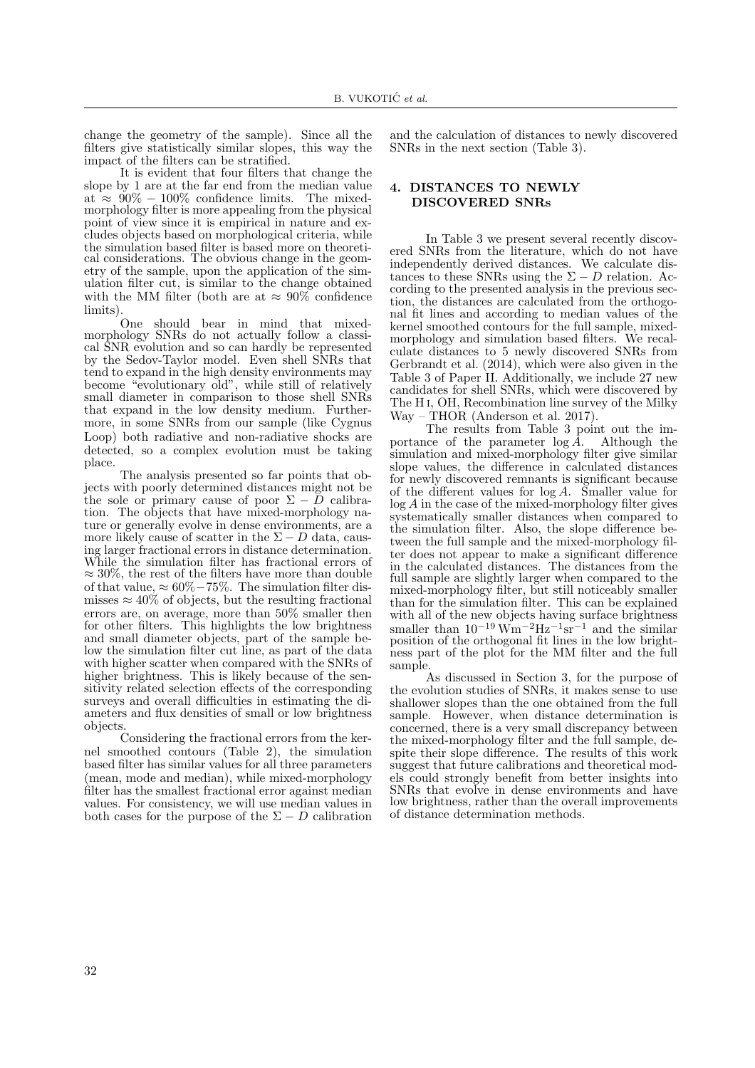change the geometry of the sample). Since all the filters give statistically similar slopes, this way the impact of the filters can be stratified.

It is evident that four filters that change the slope by 1 are at the far end from the median value at $\approx$ 90% − 100% confidence limits. The mixed-morphology filter is more appealing from the physical point of view since it is empirical in nature and excludes objects based on morphological criteria, while the simulation based filter is based more on theoretical considerations. The obvious change in the geometry of the sample, upon the application of the simulation filter cut, is similar to the change obtained with the MM filter (both are at $\approx$ 90% confidence limits).

One should bear in mind that mixed-morphology SNRs do not actually follow a classical SNR evolution and so can hardly be represented by the Sedov-Taylor model. Even shell SNRs that tend to expand in the high density environments may become "evolutionary old", while still of relatively small diameter in comparison to those shell SNRs that expand in the low density medium. Furthermore, in some SNRs from our sample (like Cygnus Loop) both radiative and non-radiative shocks are detected, so a complex evolution must be taking place.

The analysis presented so far points that objects with poorly determined distances might not be the sole or primary cause of poor $\Sigma - D$ calibration. The objects that have mixed-morphology nature or generally evolve in dense environments, are a more likely cause of scatter in the $\Sigma - D$ data, causing larger fractional errors in distance determination. While the simulation filter has fractional errors of $\approx$ 30%, the rest of the filters have more than double of that value, $\approx$ 60%−75%. The simulation filter dismisses $\approx$ 40% of objects, but the resulting fractional errors are, on average, more than 50% smaller then for other filters. This highlights the low brightness and small diameter objects, part of the sample below the simulation filter cut line, as part of the data with higher scatter when compared with the SNRs of higher brightness. This is likely because of the sensitivity related selection effects of the corresponding surveys and overall difficulties in estimating the diameters and flux densities of small or low brightness objects.

Considering the fractional errors from the kernel smoothed contours (Table 2), the simulation based filter has similar values for all three parameters (mean, mode and median), while mixed-morphology filter has the smallest fractional error against median values. For consistency, we will use median values in both cases for the purpose of the $\Sigma - D$ calibration and the calculation of distances to newly discovered SNRs in the next section (Table 3).

## 4. DISTANCES TO NEWLY DISCOVERED SNRs

In Table 3 we present several recently discovered SNRs from the literature, which do not have independently derived distances. We calculate distances to these SNRs using the $\Sigma - D$ relation. According to the presented analysis in the previous section, the distances are calculated from the orthogonal fit lines and according to median values of the kernel smoothed contours for the full sample, mixed-morphology and simulation based filters. We recalculate distances to 5 newly discovered SNRs from Gerbrandt et al. (2014), which were also given in the Table 3 of Paper II. Additionally, we include 27 new candidates for shell SNRs, which were discovered by The H I, OH, Recombination line survey of the Milky Way – THOR (Anderson et al. 2017).

The results from Table 3 point out the importance of the parameter $\log A$. Although the simulation and mixed-morphology filter give similar slope values, the difference in calculated distances for newly discovered remnants is significant because of the different values for $\log A$. Smaller value for $\log A$ in the case of the mixed-morphology filter gives systematically smaller distances when compared to the simulation filter. Also, the slope difference between the full sample and the mixed-morphology filter does not appear to make a significant difference in the calculated distances. The distances from the full sample are slightly larger when compared to the mixed-morphology filter, but still noticeably smaller than for the simulation filter. This can be explained with all of the new objects having surface brightness smaller than $10^{-19}\,\mathrm{Wm^{-2}Hz^{-1}sr^{-1}}$ and the similar position of the orthogonal fit lines in the low brightness part of the plot for the MM filter and the full sample.

As discussed in Section 3, for the purpose of the evolution studies of SNRs, it makes sense to use shallower slopes than the one obtained from the full sample. However, when distance determination is concerned, there is a very small discrepancy between the mixed-morphology filter and the full sample, despite their slope difference. The results of this work suggest that future calibrations and theoretical models could strongly benefit from better insights into SNRs that evolve in dense environments and have low brightness, rather than the overall improvements of distance determination methods.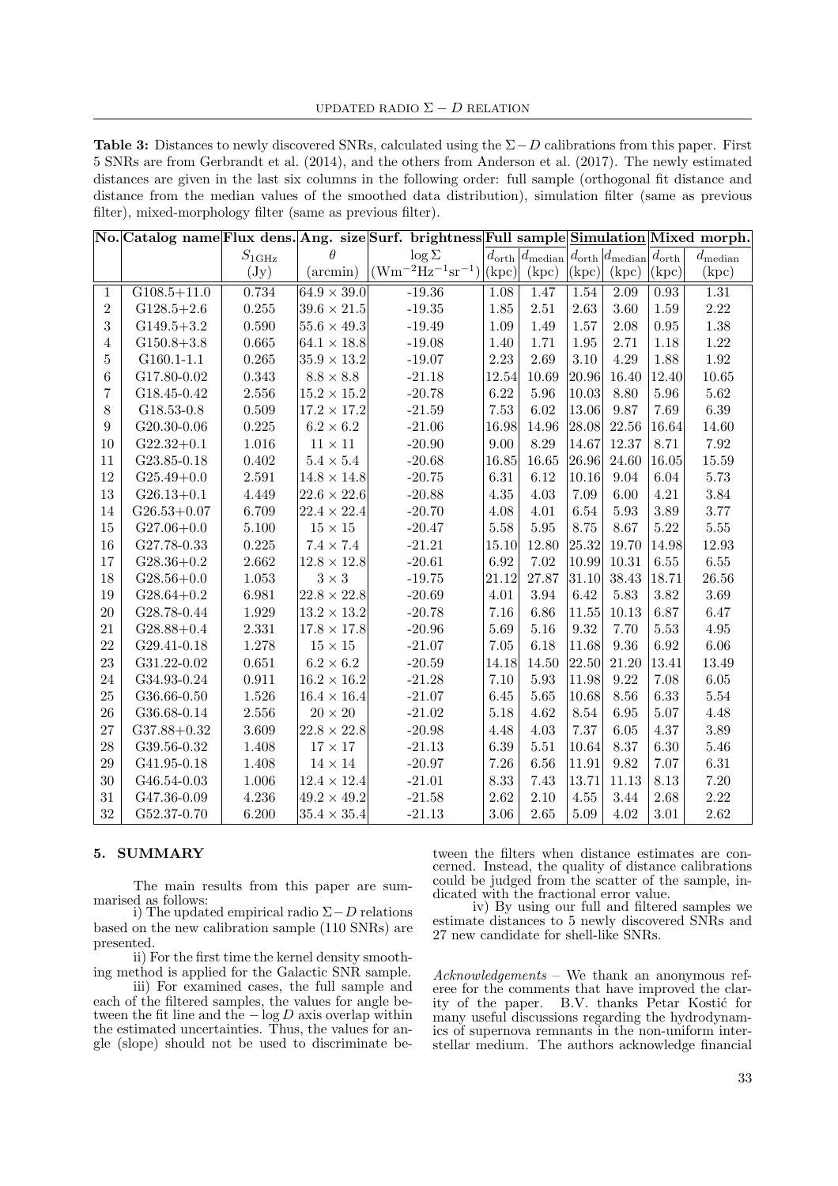**Table 3:** Distances to newly discovered SNRs, calculated using the $\Sigma - D$ calibrations from this paper. First 5 SNRs are from Gerbrandt et al. (2014), and the others from Anderson et al. (2017). The newly estimated distances are given in the last six columns in the following order: full sample (orthogonal fit distance and distance from the median values of the smoothed data distribution), simulation filter (same as previous filter), mixed-morphology filter (same as previous filter).

| No. | Catalog name | Flux dens. | Ang. size | Surf. brightness | Full sample | | Simulation | | Mixed morph. | |
|---|---|---|---|---|---|---|---|---|---|---|
| | | $S_{1\mathrm{GHz}}$ | $\theta$ | $\log \Sigma$ | $d_{\mathrm{orth}}$ | $d_{\mathrm{median}}$ | $d_{\mathrm{orth}}$ | $d_{\mathrm{median}}$ | $d_{\mathrm{orth}}$ | $d_{\mathrm{median}}$ |
| | | (Jy) | (arcmin) | $(\mathrm{Wm^{-2}Hz^{-1}sr^{-1}})$ | (kpc) | (kpc) | (kpc) | (kpc) | (kpc) | (kpc) |
| 1 | G108.5+11.0 | 0.734 | $64.9 \times 39.0$ | -19.36 | 1.08 | 1.47 | 1.54 | 2.09 | 0.93 | 1.31 |
| 2 | G128.5+2.6 | 0.255 | $39.6 \times 21.5$ | -19.35 | 1.85 | 2.51 | 2.63 | 3.60 | 1.59 | 2.22 |
| 3 | G149.5+3.2 | 0.590 | $55.6 \times 49.3$ | -19.49 | 1.09 | 1.49 | 1.57 | 2.08 | 0.95 | 1.38 |
| 4 | G150.8+3.8 | 0.665 | $64.1 \times 18.8$ | -19.08 | 1.40 | 1.71 | 1.95 | 2.71 | 1.18 | 1.22 |
| 5 | G160.1-1.1 | 0.265 | $35.9 \times 13.2$ | -19.07 | 2.23 | 2.69 | 3.10 | 4.29 | 1.88 | 1.92 |
| 6 | G17.80-0.02 | 0.343 | $8.8 \times 8.8$ | -21.18 | 12.54 | 10.69 | 20.96 | 16.40 | 12.40 | 10.65 |
| 7 | G18.45-0.42 | 2.556 | $15.2 \times 15.2$ | -20.78 | 6.22 | 5.96 | 10.03 | 8.80 | 5.96 | 5.62 |
| 8 | G18.53-0.8 | 0.509 | $17.2 \times 17.2$ | -21.59 | 7.53 | 6.02 | 13.06 | 9.87 | 7.69 | 6.39 |
| 9 | G20.30-0.06 | 0.225 | $6.2 \times 6.2$ | -21.06 | 16.98 | 14.96 | 28.08 | 22.56 | 16.64 | 14.60 |
| 10 | G22.32+0.1 | 1.016 | $11 \times 11$ | -20.90 | 9.00 | 8.29 | 14.67 | 12.37 | 8.71 | 7.92 |
| 11 | G23.85-0.18 | 0.402 | $5.4 \times 5.4$ | -20.68 | 16.85 | 16.65 | 26.96 | 24.60 | 16.05 | 15.59 |
| 12 | G25.49+0.0 | 2.591 | $14.8 \times 14.8$ | -20.75 | 6.31 | 6.12 | 10.16 | 9.04 | 6.04 | 5.73 |
| 13 | G26.13+0.1 | 4.449 | $22.6 \times 22.6$ | -20.88 | 4.35 | 4.03 | 7.09 | 6.00 | 4.21 | 3.84 |
| 14 | G26.53+0.07 | 6.709 | $22.4 \times 22.4$ | -20.70 | 4.08 | 4.01 | 6.54 | 5.93 | 3.89 | 3.77 |
| 15 | G27.06+0.0 | 5.100 | $15 \times 15$ | -20.47 | 5.58 | 5.95 | 8.75 | 8.67 | 5.22 | 5.55 |
| 16 | G27.78-0.33 | 0.225 | $7.4 \times 7.4$ | -21.21 | 15.10 | 12.80 | 25.32 | 19.70 | 14.98 | 12.93 |
| 17 | G28.36+0.2 | 2.662 | $12.8 \times 12.8$ | -20.61 | 6.92 | 7.02 | 10.99 | 10.31 | 6.55 | 6.55 |
| 18 | G28.56+0.0 | 1.053 | $3 \times 3$ | -19.75 | 21.12 | 27.87 | 31.10 | 38.43 | 18.71 | 26.56 |
| 19 | G28.64+0.2 | 6.981 | $22.8 \times 22.8$ | -20.69 | 4.01 | 3.94 | 6.42 | 5.83 | 3.82 | 3.69 |
| 20 | G28.78-0.44 | 1.929 | $13.2 \times 13.2$ | -20.78 | 7.16 | 6.86 | 11.55 | 10.13 | 6.87 | 6.47 |
| 21 | G28.88+0.4 | 2.331 | $17.8 \times 17.8$ | -20.96 | 5.69 | 5.16 | 9.32 | 7.70 | 5.53 | 4.95 |
| 22 | G29.41-0.18 | 1.278 | $15 \times 15$ | -21.07 | 7.05 | 6.18 | 11.68 | 9.36 | 6.92 | 6.06 |
| 23 | G31.22-0.02 | 0.651 | $6.2 \times 6.2$ | -20.59 | 14.18 | 14.50 | 22.50 | 21.20 | 13.41 | 13.49 |
| 24 | G34.93-0.24 | 0.911 | $16.2 \times 16.2$ | -21.28 | 7.10 | 5.93 | 11.98 | 9.22 | 7.08 | 6.05 |
| 25 | G36.66-0.50 | 1.526 | $16.4 \times 16.4$ | -21.07 | 6.45 | 5.65 | 10.68 | 8.56 | 6.33 | 5.54 |
| 26 | G36.68-0.14 | 2.556 | $20 \times 20$ | -21.02 | 5.18 | 4.62 | 8.54 | 6.95 | 5.07 | 4.48 |
| 27 | G37.88+0.32 | 3.609 | $22.8 \times 22.8$ | -20.98 | 4.48 | 4.03 | 7.37 | 6.05 | 4.37 | 3.89 |
| 28 | G39.56-0.32 | 1.408 | $17 \times 17$ | -21.13 | 6.39 | 5.51 | 10.64 | 8.37 | 6.30 | 5.46 |
| 29 | G41.95-0.18 | 1.408 | $14 \times 14$ | -20.97 | 7.26 | 6.56 | 11.91 | 9.82 | 7.07 | 6.31 |
| 30 | G46.54-0.03 | 1.006 | $12.4 \times 12.4$ | -21.01 | 8.33 | 7.43 | 13.71 | 11.13 | 8.13 | 7.20 |
| 31 | G47.36-0.09 | 4.236 | $49.2 \times 49.2$ | -21.58 | 2.62 | 2.10 | 4.55 | 3.44 | 2.68 | 2.22 |
| 32 | G52.37-0.70 | 6.200 | $35.4 \times 35.4$ | -21.13 | 3.06 | 2.65 | 5.09 | 4.02 | 3.01 | 2.62 |

## 5. SUMMARY

The main results from this paper are summarised as follows:

i) The updated empirical radio $\Sigma - D$ relations based on the new calibration sample (110 SNRs) are presented.

ii) For the first time the kernel density smoothing method is applied for the Galactic SNR sample.

iii) For examined cases, the full sample and each of the filtered samples, the values for angle between the fit line and the $-\log D$ axis overlap within the estimated uncertainties. Thus, the values for angle (slope) should not be used to discriminate between the filters when distance estimates are concerned. Instead, the quality of distance calibrations could be judged from the scatter of the sample, indicated with the fractional error value.

iv) By using our full and filtered samples we estimate distances to 5 newly discovered SNRs and 27 new candidate for shell-like SNRs.

*Acknowledgements* – We thank an anonymous referee for the comments that have improved the clarity of the paper. B.V. thanks Petar Kostić for many useful discussions regarding the hydrodynamics of supernova remnants in the non-uniform interstellar medium. The authors acknowledge financial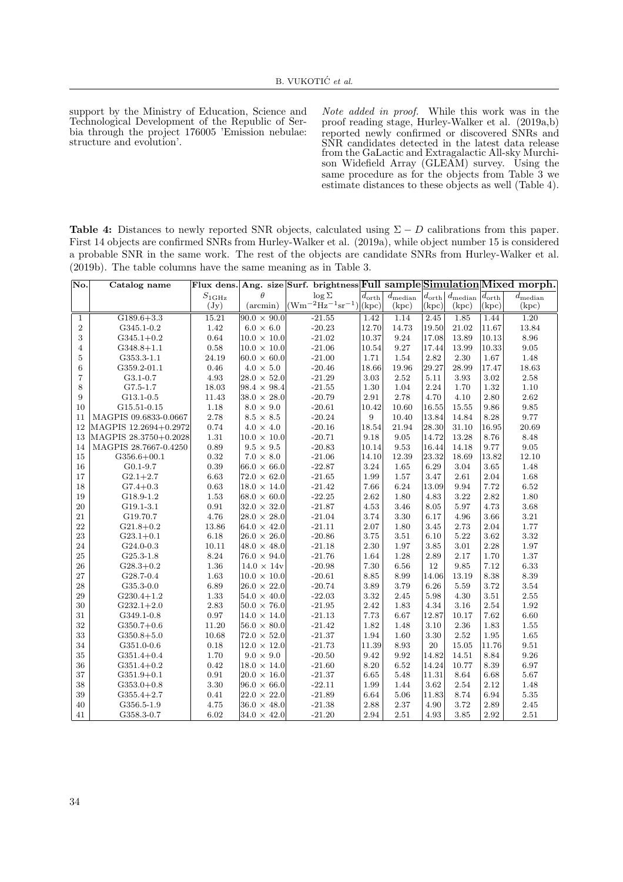support by the Ministry of Education, Science and Technological Development of the Republic of Serbia through the project 176005 'Emission nebulae: structure and evolution'.

*Note added in proof.* While this work was in the proof reading stage, Hurley-Walker et al. (2019a,b) reported newly confirmed or discovered SNRs and SNR candidates detected in the latest data release from the GaLactic and Extragalactic All-sky Murchison Widefield Array (GLEAM) survey. Using the same procedure as for the objects from Table 3 we estimate distances to these objects as well (Table 4).

**Table 4:** Distances to newly reported SNR objects, calculated using $\Sigma - D$ calibrations from this paper. First 14 objects are confirmed SNRs from Hurley-Walker et al. (2019a), while object number 15 is considered a probable SNR in the same work. The rest of the objects are candidate SNRs from Hurley-Walker et al. (2019b). The table columns have the same meaning as in Table 3.

| No. | Catalog name | Flux dens. | Ang. size | Surf. brightness | **Full sample** | | **Simulation** | | **Mixed morph.** | |
|---|---|---|---|---|---|---|---|---|---|---|
| | | $S_{1\mathrm{GHz}}$ (Jy) | $\theta$ (arcmin) | $\log \Sigma$ $(\mathrm{Wm^{-2}Hz^{-1}sr^{-1}})$ | $d_{\mathrm{orth}}$ (kpc) | $d_{\mathrm{median}}$ (kpc) | $d_{\mathrm{orth}}$ (kpc) | $d_{\mathrm{median}}$ (kpc) | $d_{\mathrm{orth}}$ (kpc) | $d_{\mathrm{median}}$ (kpc) |
| 1 | G189.6+3.3 | 15.21 | 90.0 × 90.0 | -21.55 | 1.42 | 1.14 | 2.45 | 1.85 | 1.44 | 1.20 |
| 2 | G345.1-0.2 | 1.42 | 6.0 × 6.0 | -20.23 | 12.70 | 14.73 | 19.50 | 21.02 | 11.67 | 13.84 |
| 3 | G345.1+0.2 | 0.64 | 10.0 × 10.0 | -21.02 | 10.37 | 9.24 | 17.08 | 13.89 | 10.13 | 8.96 |
| 4 | G348.8+1.1 | 0.58 | 10.0 × 10.0 | -21.06 | 10.54 | 9.27 | 17.44 | 13.99 | 10.33 | 9.05 |
| 5 | G353.3-1.1 | 24.19 | 60.0 × 60.0 | -21.00 | 1.71 | 1.54 | 2.82 | 2.30 | 1.67 | 1.48 |
| 6 | G359.2-01.1 | 0.46 | 4.0 × 5.0 | -20.46 | 18.66 | 19.96 | 29.27 | 28.99 | 17.47 | 18.63 |
| 7 | G3.1-0.7 | 4.93 | 28.0 × 52.0 | -21.29 | 3.03 | 2.52 | 5.11 | 3.93 | 3.02 | 2.58 |
| 8 | G7.5-1.7 | 18.03 | 98.4 × 98.4 | -21.55 | 1.30 | 1.04 | 2.24 | 1.70 | 1.32 | 1.10 |
| 9 | G13.1-0.5 | 11.43 | 38.0 × 28.0 | -20.79 | 2.91 | 2.78 | 4.70 | 4.10 | 2.80 | 2.62 |
| 10 | G15.51-0.15 | 1.18 | 8.0 × 9.0 | -20.61 | 10.42 | 10.60 | 16.55 | 15.55 | 9.86 | 9.85 |
| 11 | MAGPIS 09.6833-0.0667 | 2.78 | 8.5 × 8.5 | -20.24 | 9 | 10.40 | 13.84 | 14.84 | 8.28 | 9.77 |
| 12 | MAGPIS 12.2694+0.2972 | 0.74 | 4.0 × 4.0 | -20.16 | 18.54 | 21.94 | 28.30 | 31.10 | 16.95 | 20.69 |
| 13 | MAGPIS 28.3750+0.2028 | 1.31 | 10.0 × 10.0 | -20.71 | 9.18 | 9.05 | 14.72 | 13.28 | 8.76 | 8.48 |
| 14 | MAGPIS 28.7667-0.4250 | 0.89 | 9.5 × 9.5 | -20.83 | 10.14 | 9.53 | 16.44 | 14.18 | 9.77 | 9.05 |
| 15 | G356.6+00.1 | 0.32 | 7.0 × 8.0 | -21.06 | 14.10 | 12.39 | 23.32 | 18.69 | 13.82 | 12.10 |
| 16 | G0.1-9.7 | 0.39 | 66.0 × 66.0 | -22.87 | 3.24 | 1.65 | 6.29 | 3.04 | 3.65 | 1.48 |
| 17 | G2.1+2.7 | 6.63 | 72.0 × 62.0 | -21.65 | 1.99 | 1.57 | 3.47 | 2.61 | 2.04 | 1.68 |
| 18 | G7.4+0.3 | 0.63 | 18.0 × 14.0 | -21.42 | 7.66 | 6.24 | 13.09 | 9.94 | 7.72 | 6.52 |
| 19 | G18.9-1.2 | 1.53 | 68.0 × 60.0 | -22.25 | 2.62 | 1.80 | 4.83 | 3.22 | 2.82 | 1.80 |
| 20 | G19.1-3.1 | 0.91 | 32.0 × 32.0 | -21.87 | 4.53 | 3.46 | 8.05 | 5.97 | 4.73 | 3.68 |
| 21 | G19.70.7 | 4.76 | 28.0 × 28.0 | -21.04 | 3.74 | 3.30 | 6.17 | 4.96 | 3.66 | 3.21 |
| 22 | G21.8+0.2 | 13.86 | 64.0 × 42.0 | -21.11 | 2.07 | 1.80 | 3.45 | 2.73 | 2.04 | 1.77 |
| 23 | G23.1+0.1 | 6.18 | 26.0 × 26.0 | -20.86 | 3.75 | 3.51 | 6.10 | 5.22 | 3.62 | 3.32 |
| 24 | G24.0-0.3 | 10.11 | 48.0 × 48.0 | -21.18 | 2.30 | 1.97 | 3.85 | 3.01 | 2.28 | 1.97 |
| 25 | G25.3-1.8 | 8.24 | 76.0 × 94.0 | -21.76 | 1.64 | 1.28 | 2.89 | 2.17 | 1.70 | 1.37 |
| 26 | G28.3+0.2 | 1.36 | 14.0 × 14v | -20.98 | 7.30 | 6.56 | 12 | 9.85 | 7.12 | 6.33 |
| 27 | G28.7-0.4 | 1.63 | 10.0 × 10.0 | -20.61 | 8.85 | 8.99 | 14.06 | 13.19 | 8.38 | 8.39 |
| 28 | G35.3-0.0 | 6.89 | 26.0 × 22.0 | -20.74 | 3.89 | 3.79 | 6.26 | 5.59 | 3.72 | 3.54 |
| 29 | G230.4+1.2 | 1.33 | 54.0 × 40.0 | -22.03 | 3.32 | 2.45 | 5.98 | 4.30 | 3.51 | 2.55 |
| 30 | G232.1+2.0 | 2.83 | 50.0 × 76.0 | -21.95 | 2.42 | 1.83 | 4.34 | 3.16 | 2.54 | 1.92 |
| 31 | G349.1-0.8 | 0.97 | 14.0 × 14.0 | -21.13 | 7.73 | 6.67 | 12.87 | 10.17 | 7.62 | 6.60 |
| 32 | G350.7+0.6 | 11.20 | 56.0 × 80.0 | -21.42 | 1.82 | 1.48 | 3.10 | 2.36 | 1.83 | 1.55 |
| 33 | G350.8+5.0 | 10.68 | 72.0 × 52.0 | -21.37 | 1.94 | 1.60 | 3.30 | 2.52 | 1.95 | 1.65 |
| 34 | G351.0-0.6 | 0.18 | 12.0 × 12.0 | -21.73 | 11.39 | 8.93 | 20 | 15.05 | 11.76 | 9.51 |
| 35 | G351.4+0.4 | 1.70 | 9.0 × 9.0 | -20.50 | 9.42 | 9.92 | 14.82 | 14.51 | 8.84 | 9.26 |
| 36 | G351.4+0.2 | 0.42 | 18.0 × 14.0 | -21.60 | 8.20 | 6.52 | 14.24 | 10.77 | 8.39 | 6.97 |
| 37 | G351.9+0.1 | 0.91 | 20.0 × 16.0 | -21.37 | 6.65 | 5.48 | 11.31 | 8.64 | 6.68 | 5.67 |
| 38 | G353.0+0.8 | 3.30 | 96.0 × 66.0 | -22.11 | 1.99 | 1.44 | 3.62 | 2.54 | 2.12 | 1.48 |
| 39 | G355.4+2.7 | 0.41 | 22.0 × 22.0 | -21.89 | 6.64 | 5.06 | 11.83 | 8.74 | 6.94 | 5.35 |
| 40 | G356.5-1.9 | 4.75 | 36.0 × 48.0 | -21.38 | 2.88 | 2.37 | 4.90 | 3.72 | 2.89 | 2.45 |
| 41 | G358.3-0.7 | 6.02 | 34.0 × 42.0 | -21.20 | 2.94 | 2.51 | 4.93 | 3.85 | 2.92 | 2.51 |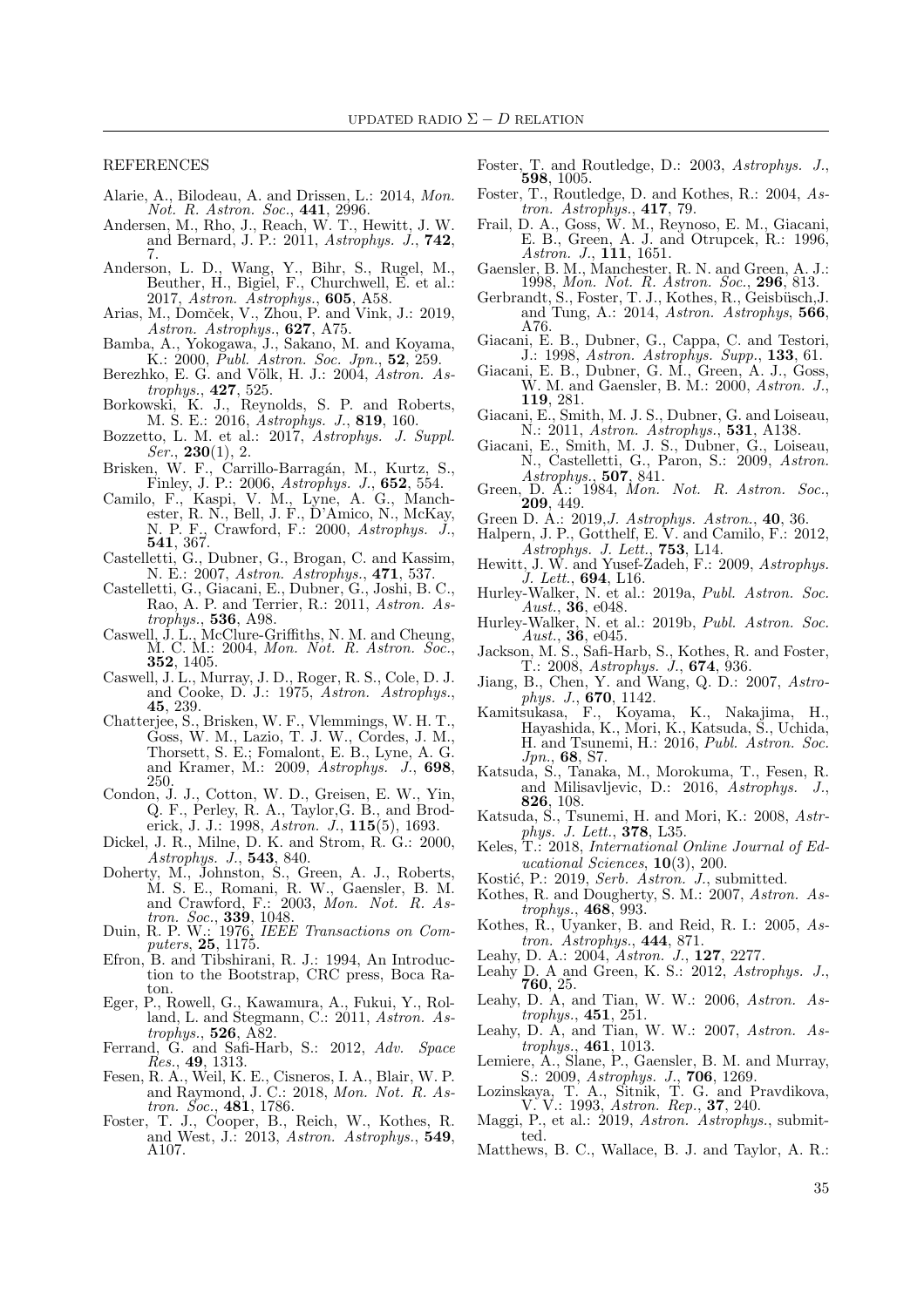REFERENCES

Alarie, A., Bilodeau, A. and Drissen, L.: 2014, *Mon. Not. R. Astron. Soc.*, **441**, 2996.

Andersen, M., Rho, J., Reach, W. T., Hewitt, J. W. and Bernard, J. P.: 2011, *Astrophys. J.*, **742**, 7.

Anderson, L. D., Wang, Y., Bihr, S., Rugel, M., Beuther, H., Bigiel, F., Churchwell, E. et al.: 2017, *Astron. Astrophys.*, **605**, A58.

Arias, M., Domček, V., Zhou, P. and Vink, J.: 2019, *Astron. Astrophys.*, **627**, A75.

Bamba, A., Yokogawa, J., Sakano, M. and Koyama, K.: 2000, *Publ. Astron. Soc. Jpn.*, **52**, 259.

Berezhko, E. G. and Völk, H. J.: 2004, *Astron. Astrophys.*, **427**, 525.

Borkowski, K. J., Reynolds, S. P. and Roberts, M. S. E.: 2016, *Astrophys. J.*, **819**, 160.

Bozzetto, L. M. et al.: 2017, *Astrophys. J. Suppl. Ser.*, **230**(1), 2.

Brisken, W. F., Carrillo-Barragán, M., Kurtz, S., Finley, J. P.: 2006, *Astrophys. J.*, **652**, 554.

Camilo, F., Kaspi, V. M., Lyne, A. G., Manchester, R. N., Bell, J. F., D'Amico, N., McKay, N. P. F., Crawford, F.: 2000, *Astrophys. J.*, **541**, 367.

Castelletti, G., Dubner, G., Brogan, C. and Kassim, N. E.: 2007, *Astron. Astrophys.*, **471**, 537.

Castelletti, G., Giacani, E., Dubner, G., Joshi, B. C., Rao, A. P. and Terrier, R.: 2011, *Astron. Astrophys.*, **536**, A98.

Caswell, J. L., McClure-Griffiths, N. M. and Cheung, M. C. M.: 2004, *Mon. Not. R. Astron. Soc.*, **352**, 1405.

Caswell, J. L., Murray, J. D., Roger, R. S., Cole, D. J. and Cooke, D. J.: 1975, *Astron. Astrophys.*, **45**, 239.

Chatterjee, S., Brisken, W. F., Vlemmings, W. H. T., Goss, W. M., Lazio, T. J. W., Cordes, J. M., Thorsett, S. E.; Fomalont, E. B., Lyne, A. G. and Kramer, M.: 2009, *Astrophys. J.*, **698**, 250.

Condon, J. J., Cotton, W. D., Greisen, E. W., Yin, Q. F., Perley, R. A., Taylor,G. B., and Broderick, J. J.: 1998, *Astron. J.*, **115**(5), 1693.

Dickel, J. R., Milne, D. K. and Strom, R. G.: 2000, *Astrophys. J.*, **543**, 840.

Doherty, M., Johnston, S., Green, A. J., Roberts, M. S. E., Romani, R. W., Gaensler, B. M. and Crawford, F.: 2003, *Mon. Not. R. Astron. Soc.*, **339**, 1048.

Duin, R. P. W.: 1976, *IEEE Transactions on Computers*, **25**, 1175.

Efron, B. and Tibshirani, R. J.: 1994, An Introduction to the Bootstrap, CRC press, Boca Raton.

Eger, P., Rowell, G., Kawamura, A., Fukui, Y., Rolland, L. and Stegmann, C.: 2011, *Astron. Astrophys.*, **526**, A82.

Ferrand, G. and Safi-Harb, S.: 2012, *Adv. Space Res.*, **49**, 1313.

Fesen, R. A., Weil, K. E., Cisneros, I. A., Blair, W. P. and Raymond, J. C.: 2018, *Mon. Not. R. Astron. Soc.*, **481**, 1786.

Foster, T. J., Cooper, B., Reich, W., Kothes, R. and West, J.: 2013, *Astron. Astrophys.*, **549**, A107.

Foster, T. and Routledge, D.: 2003, *Astrophys. J.*, **598**, 1005.

Foster, T., Routledge, D. and Kothes, R.: 2004, *Astron. Astrophys.*, **417**, 79.

Frail, D. A., Goss, W. M., Reynoso, E. M., Giacani, E. B., Green, A. J. and Otrupcek, R.: 1996, *Astron. J.*, **111**, 1651.

Gaensler, B. M., Manchester, R. N. and Green, A. J.: 1998, *Mon. Not. R. Astron. Soc.*, **296**, 813.

Gerbrandt, S., Foster, T. J., Kothes, R., Geisbüsch,J. and Tung, A.: 2014, *Astron. Astrophys*, **566**, A76.

Giacani, E. B., Dubner, G., Cappa, C. and Testori, J.: 1998, *Astron. Astrophys. Supp.*, **133**, 61.

Giacani, E. B., Dubner, G. M., Green, A. J., Goss, W. M. and Gaensler, B. M.: 2000, *Astron. J.*, **119**, 281.

Giacani, E., Smith, M. J. S., Dubner, G. and Loiseau, N.: 2011, *Astron. Astrophys.*, **531**, A138.

Giacani, E., Smith, M. J. S., Dubner, G., Loiseau, N., Castelletti, G., Paron, S.: 2009, *Astron. Astrophys.*, **507**, 841.

Green, D. A.: 1984, *Mon. Not. R. Astron. Soc.*, **209**, 449.

Green D. A.: 2019,*J. Astrophys. Astron.*, **40**, 36.

Halpern, J. P., Gotthelf, E. V. and Camilo, F.: 2012, *Astrophys. J. Lett.*, **753**, L14.

Hewitt, J. W. and Yusef-Zadeh, F.: 2009, *Astrophys. J. Lett.*, **694**, L16.

Hurley-Walker, N. et al.: 2019a, *Publ. Astron. Soc. Aust.*, **36**, e048.

Hurley-Walker, N. et al.: 2019b, *Publ. Astron. Soc. Aust.*, **36**, e045.

Jackson, M. S., Safi-Harb, S., Kothes, R. and Foster, T.: 2008, *Astrophys. J.*, **674**, 936.

Jiang, B., Chen, Y. and Wang, Q. D.: 2007, *Astrophys. J.*, **670**, 1142.

Kamitsukasa, F., Koyama, K., Nakajima, H., Hayashida, K., Mori, K., Katsuda, S., Uchida, H. and Tsunemi, H.: 2016, *Publ. Astron. Soc. Jpn.*, **68**, S7.

Katsuda, S., Tanaka, M., Morokuma, T., Fesen, R. and Milisavljevic, D.: 2016, *Astrophys. J.*, **826**, 108.

Katsuda, S., Tsunemi, H. and Mori, K.: 2008, *Astrphys. J. Lett.*, **378**, L35.

Keles, T.: 2018, *International Online Journal of Educational Sciences*, **10**(3), 200.

Kostić, P.: 2019, *Serb. Astron. J.*, submitted.

Kothes, R. and Dougherty, S. M.: 2007, *Astron. Astrophys.*, **468**, 993.

Kothes, R., Uyanker, B. and Reid, R. I.: 2005, *Astron. Astrophys.*, **444**, 871.

Leahy, D. A.: 2004, *Astron. J.*, **127**, 2277.

Leahy D. A and Green, K. S.: 2012, *Astrophys. J.*, **760**, 25.

Leahy, D. A, and Tian, W. W.: 2006, *Astron. Astrophys.*, **451**, 251.

Leahy, D. A, and Tian, W. W.: 2007, *Astron. Astrophys.*, **461**, 1013.

Lemiere, A., Slane, P., Gaensler, B. M. and Murray, S.: 2009, *Astrophys. J.*, **706**, 1269.

Lozinskaya, T. A., Sitnik, T. G. and Pravdikova, V. V.: 1993, *Astron. Rep.*, **37**, 240.

Maggi, P., et al.: 2019, *Astron. Astrophys.*, submitted.

Matthews, B. C., Wallace, B. J. and Taylor, A. R.: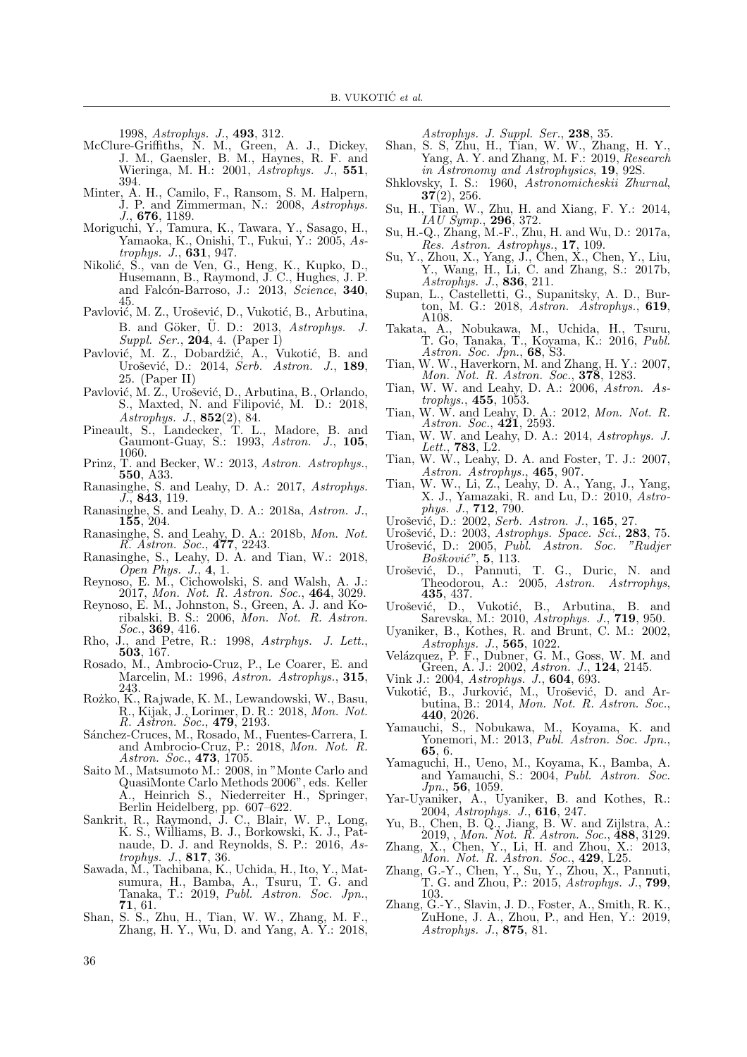1998, *Astrophys. J.*, **493**, 312.

McClure-Griffiths, N. M., Green, A. J., Dickey, J. M., Gaensler, B. M., Haynes, R. F. and Wieringa, M. H.: 2001, *Astrophys. J.*, **551**, 394.

Minter, A. H., Camilo, F., Ransom, S. M. Halpern, J. P. and Zimmerman, N.: 2008, *Astrophys. J.*, **676**, 1189.

Moriguchi, Y., Tamura, K., Tawara, Y., Sasago, H., Yamaoka, K., Onishi, T., Fukui, Y.: 2005, *Astrophys. J.*, **631**, 947.

Nikolić, S., van de Ven, G., Heng, K., Kupko, D., Husemann, B., Raymond, J. C., Hughes, J. P. and Falcón-Barroso, J.: 2013, *Science*, **340**, 45.

Pavlović, M. Z., Urošević, D., Vukotić, B., Arbutina, B. and Göker, Ü. D.: 2013, *Astrophys. J. Suppl. Ser.*, **204**, 4. (Paper I)

Pavlović, M. Z., Dobardžić, A., Vukotić, B. and Urošević, D.: 2014, *Serb. Astron. J.*, **189**, 25. (Paper II)

Pavlović, M. Z., Urošević, D., Arbutina, B., Orlando, S., Maxted, N. and Filipović, M. D.: 2018, *Astrophys. J.*, **852**(2), 84.

Pineault, S., Landecker, T. L., Madore, B. and Gaumont-Guay, S.: 1993, *Astron. J.*, **105**, 1060.

Prinz, T. and Becker, W.: 2013, *Astron. Astrophys.*, **550**, A33.

Ranasinghe, S. and Leahy, D. A.: 2017, *Astrophys. J.*, **843**, 119.

Ranasinghe, S. and Leahy, D. A.: 2018a, *Astron. J.*, **155**, 204.

Ranasinghe, S. and Leahy, D. A.: 2018b, *Mon. Not. R. Astron. Soc.*, **477**, 2243.

Ranasinghe, S., Leahy, D. A. and Tian, W.: 2018, *Open Phys. J.*, **4**, 1.

Reynoso, E. M., Cichowolski, S. and Walsh, A. J.: 2017, *Mon. Not. R. Astron. Soc.*, **464**, 3029.

Reynoso, E. M., Johnston, S., Green, A. J. and Koribalski, B. S.: 2006, *Mon. Not. R. Astron. Soc.*, **369**, 416.

Rho, J., and Petre, R.: 1998, *Astrphys. J. Lett.*, **503**, 167.

Rosado, M., Ambrocio-Cruz, P., Le Coarer, E. and Marcelin, M.: 1996, *Astron. Astrophys.*, **315**, 243.

Rożko, K., Rajwade, K. M., Lewandowski, W., Basu, R., Kijak, J., Lorimer, D. R.: 2018, *Mon. Not. R. Astron. Soc.*, **479**, 2193.

Sánchez-Cruces, M., Rosado, M., Fuentes-Carrera, I. and Ambrocio-Cruz, P.: 2018, *Mon. Not. R. Astron. Soc.*, **473**, 1705.

Saito M., Matsumoto M.: 2008, in "Monte Carlo and QuasiMonte Carlo Methods 2006", eds. Keller A., Heinrich S., Niederreiter H., Springer, Berlin Heidelberg, pp. 607–622.

Sankrit, R., Raymond, J. C., Blair, W. P., Long, K. S., Williams, B. J., Borkowski, K. J., Patnaude, D. J. and Reynolds, S. P.: 2016, *Astrophys. J.*, **817**, 36.

Sawada, M., Tachibana, K., Uchida, H., Ito, Y., Matsumura, H., Bamba, A., Tsuru, T. G. and Tanaka, T.: 2019, *Publ. Astron. Soc. Jpn.*, **71**, 61.

Shan, S. S., Zhu, H., Tian, W. W., Zhang, M. F., Zhang, H. Y., Wu, D. and Yang, A. Y.: 2018, *Astrophys. J. Suppl. Ser.*, **238**, 35.

Shan, S. S, Zhu, H., Tian, W. W., Zhang, H. Y., Yang, A. Y. and Zhang, M. F.: 2019, *Research in Astronomy and Astrophysics*, **19**, 92S.

Shklovsky, I. S.: 1960, *Astronomicheskii Zhurnal*, **37**(2), 256.

Su, H., Tian, W., Zhu, H. and Xiang, F. Y.: 2014, *IAU Symp.*, **296**, 372.

Su, H.-Q., Zhang, M.-F., Zhu, H. and Wu, D.: 2017a, *Res. Astron. Astrophys.*, **17**, 109.

Su, Y., Zhou, X., Yang, J., Chen, X., Chen, Y., Liu, Y., Wang, H., Li, C. and Zhang, S.: 2017b, *Astrophys. J.*, **836**, 211.

Supan, L., Castelletti, G., Supanitsky, A. D., Burton, M. G.: 2018, *Astron. Astrophys.*, **619**, A108.

Takata, A., Nobukawa, M., Uchida, H., Tsuru, T. Go, Tanaka, T., Koyama, K.: 2016, *Publ. Astron. Soc. Jpn.*, **68**, S3.

Tian, W. W., Haverkorn, M. and Zhang, H. Y.: 2007, *Mon. Not. R. Astron. Soc.*, **378**, 1283.

Tian, W. W. and Leahy, D. A.: 2006, *Astron. Astrophys.*, **455**, 1053.

Tian, W. W. and Leahy, D. A.: 2012, *Mon. Not. R. Astron. Soc.*, **421**, 2593.

Tian, W. W. and Leahy, D. A.: 2014, *Astrophys. J. Lett.*, **783**, L2.

Tian, W. W., Leahy, D. A. and Foster, T. J.: 2007, *Astron. Astrophys.*, **465**, 907.

Tian, W. W., Li, Z., Leahy, D. A., Yang, J., Yang, X. J., Yamazaki, R. and Lu, D.: 2010, *Astrophys. J.*, **712**, 790.

Urošević, D.: 2002, *Serb. Astron. J.*, **165**, 27.

Urošević, D.: 2003, *Astrophys. Space. Sci.*, **283**, 75.

Urošević, D.: 2005, *Publ. Astron. Soc. "Rudjer Bošković"*, **5**, 113.

Urošević, D., Pannuti, T. G., Duric, N. and Theodorou, A.: 2005, *Astron. Astrrophys*, **435**, 437.

Urošević, D., Vukotić, B., Arbutina, B. and Sarevska, M.: 2010, *Astrophys. J.*, **719**, 950.

Uyaniker, B., Kothes, R. and Brunt, C. M.: 2002, *Astrophys. J.*, **565**, 1022.

Velázquez, P. F., Dubner, G. M., Goss, W. M. and Green, A. J.: 2002, *Astron. J.*, **124**, 2145.

Vink J.: 2004, *Astrophys. J.*, **604**, 693.

Vukotić, B., Jurković, M., Urošević, D. and Arbutina, B.: 2014, *Mon. Not. R. Astron. Soc.*, **440**, 2026.

Yamauchi, S., Nobukawa, M., Koyama, K. and Yonemori, M.: 2013, *Publ. Astron. Soc. Jpn.*, **65**, 6.

Yamaguchi, H., Ueno, M., Koyama, K., Bamba, A. and Yamauchi, S.: 2004, *Publ. Astron. Soc. Jpn.*, **56**, 1059.

Yar-Uyaniker, A., Uyaniker, B. and Kothes, R.: 2004, *Astrophys. J.*, **616**, 247.

Yu, B., Chen, B. Q., Jiang, B. W. and Zijlstra, A.: 2019, , *Mon. Not. R. Astron. Soc.*, **488**, 3129.

Zhang, X., Chen, Y., Li, H. and Zhou, X.: 2013, *Mon. Not. R. Astron. Soc.*, **429**, L25.

Zhang, G.-Y., Chen, Y., Su, Y., Zhou, X., Pannuti, T. G. and Zhou, P.: 2015, *Astrophys. J.*, **799**, 103.

Zhang, G.-Y., Slavin, J. D., Foster, A., Smith, R. K., ZuHone, J. A., Zhou, P., and Hen, Y.: 2019, *Astrophys. J.*, **875**, 81.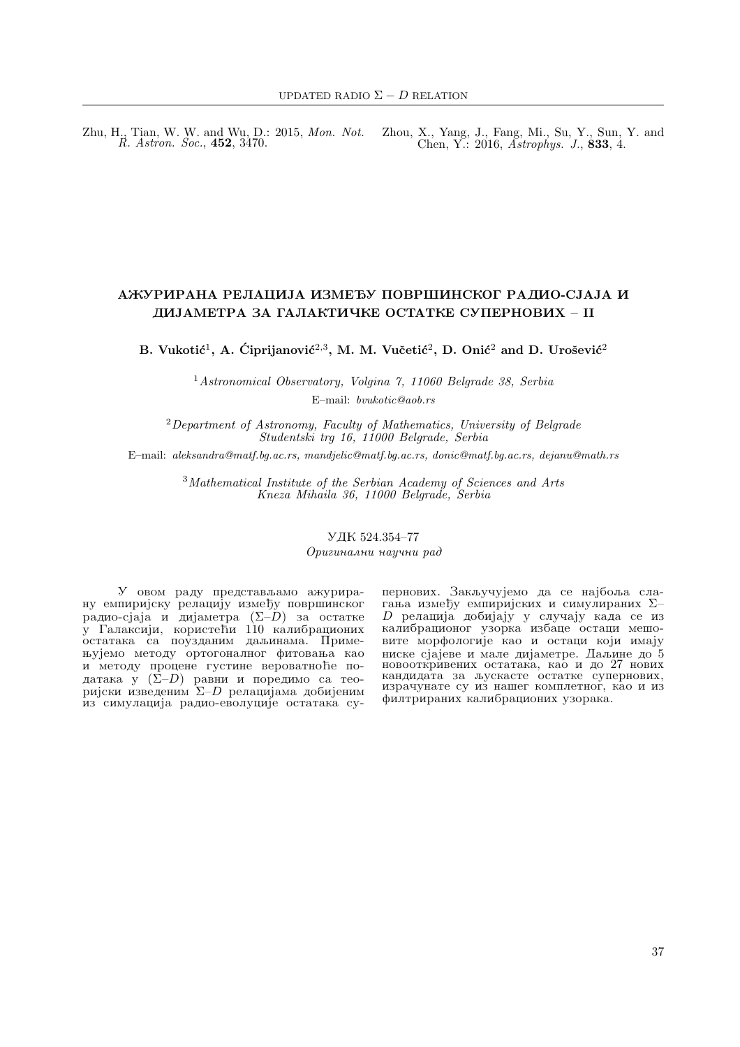Zhu, H., Tian, W. W. and Wu, D.: 2015, *Mon. Not. R. Astron. Soc.*, **452**, 3470.

Zhou, X., Yang, J., Fang, Mi., Su, Y., Sun, Y. and Chen, Y.: 2016, *Astrophys. J.*, **833**, 4.

## АЖУРИРАНА РЕЛАЦИЈА ИЗМЕЂУ ПОВРШИНСКОГ РАДИО-СЈАЈА И ДИЈАМЕТРА ЗА ГАЛАКТИЧКЕ ОСТАТКЕ СУПЕРНОВИХ – II

**B. Vukotić[1], A. Ćiprijanović[2,3], M. M. Vučetić[2], D. Onić[2] and D. Urošević[2]**

[1]*Astronomical Observatory, Volgina 7, 11060 Belgrade 38, Serbia*
E–mail: *bvukotic@aob.rs*

[2]*Department of Astronomy, Faculty of Mathematics, University of Belgrade Studentski trg 16, 11000 Belgrade, Serbia*

E–mail: *aleksandra@matf.bg.ac.rs, mandjelic@matf.bg.ac.rs, donic@matf.bg.ac.rs, dejanu@math.rs*

[3]*Mathematical Institute of the Serbian Academy of Sciences and Arts Kneza Mihaila 36, 11000 Belgrade, Serbia*

УДК 524.354–77
*Оригинални научни рад*

У овом раду представљамо ажурирану емпиријску релацију између површинског радио-сјаја и дијаметра ($\Sigma$–$D$) за остатке у Галаксији, користећи 110 калибрационих остатака са поузданим даљинама. Примењујемо методу ортогоналног фитовања као и методу процене густине вероватноће података у ($\Sigma$–$D$) равни и поредимо са теоријски изведеним $\Sigma$–$D$ релацијама добијеним из симулација радио-еволуције остатака супернових. Закључујемо да се најбоља слагања између емпиријских и симулираних $\Sigma$–$D$ релација добијају у случају када се из калибрационог узорка избаце остаци мешовите морфологије као и остаци који имају ниске сјајеве и мале дијаметре. Даљине до 5 новооткривених остатака, као и до 27 нових кандидата за љускасте остатке супернових, израчунате су из нашег комплетног, као и из филтрираних калибрационих узорака.